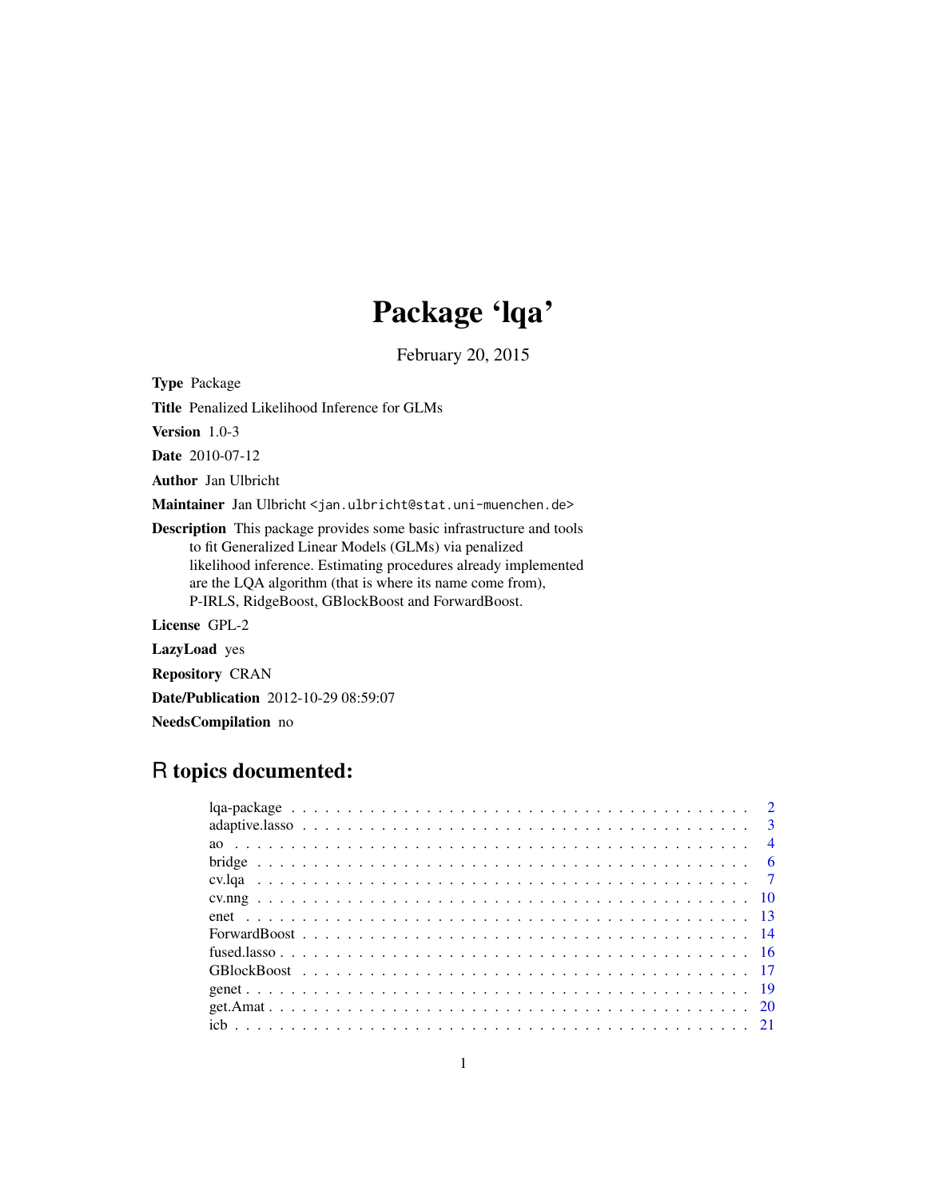# Package 'lqa'

February 20, 2015

**Type** Package

**Title** Penalized Likelihood Inference for GLMs

**Version** 1.0-3

**Date** 2010-07-12

**Author** Jan Ulbricht

**Maintainer** Jan Ulbricht <jan.ulbricht@stat.uni-muenchen.de>

**Description** This package provides some basic infrastructure and tools to fit Generalized Linear Models (GLMs) via penalized likelihood inference. Estimating procedures already implemented are the LQA algorithm (that is where its name come from), P-IRLS, RidgeBoost, GBlockBoost and ForwardBoost.

**License** GPL-2

**LazyLoad** yes

**Repository** CRAN

**Date/Publication** 2012-10-29 08:59:07

**NeedsCompilation** no

## R topics documented:

| | |
|---|---|
| lqa-package | 2 |
| adaptive.lasso | 3 |
| ao | 4 |
| bridge | 6 |
| cv.lqa | 7 |
| cv.nng | 10 |
| enet | 13 |
| ForwardBoost | 14 |
| fused.lasso | 16 |
| GBlockBoost | 17 |
| genet | 19 |
| get.Amat | 20 |
| icb | 21 |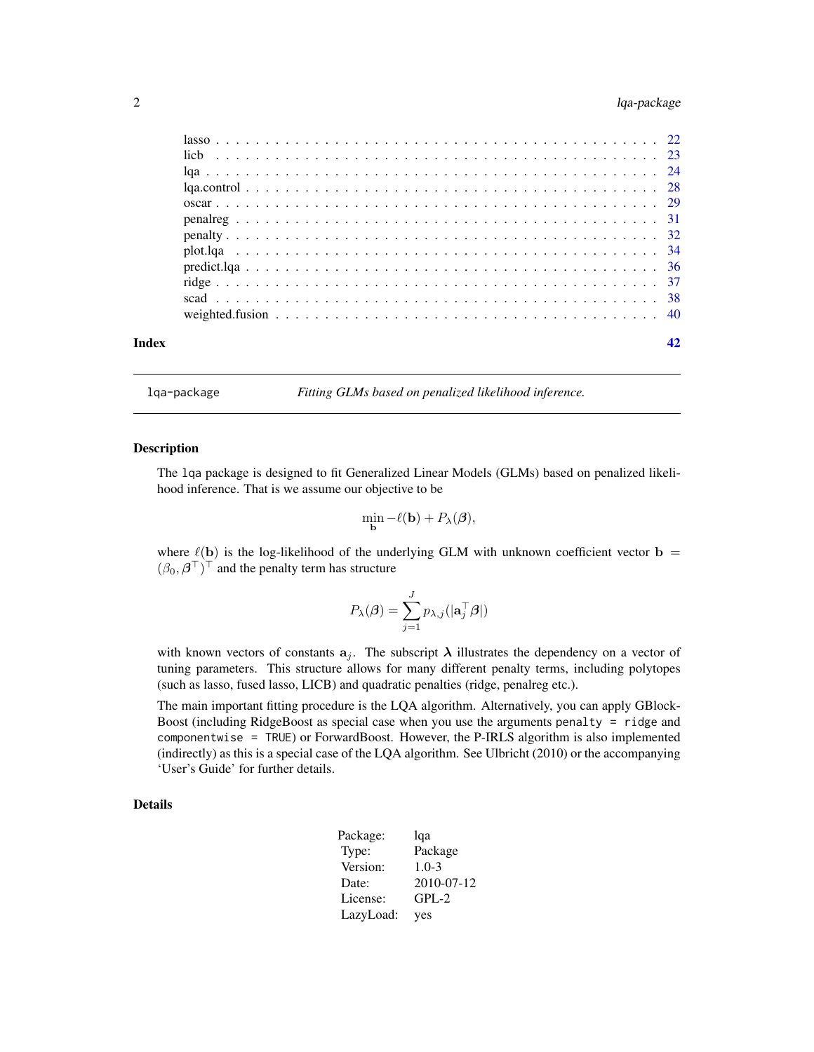lasso . . . . . . . . . . . . . . . . . . . . . . . . . . . . . . . . . . . . . . . . . . . 22
licb . . . . . . . . . . . . . . . . . . . . . . . . . . . . . . . . . . . . . . . . . . . . 23
lqa . . . . . . . . . . . . . . . . . . . . . . . . . . . . . . . . . . . . . . . . . . . . 24
lqa.control . . . . . . . . . . . . . . . . . . . . . . . . . . . . . . . . . . . . . . . . 28
oscar . . . . . . . . . . . . . . . . . . . . . . . . . . . . . . . . . . . . . . . . . . . 29
penalreg . . . . . . . . . . . . . . . . . . . . . . . . . . . . . . . . . . . . . . . . . 31
penalty . . . . . . . . . . . . . . . . . . . . . . . . . . . . . . . . . . . . . . . . . . 32
plot.lqa . . . . . . . . . . . . . . . . . . . . . . . . . . . . . . . . . . . . . . . . . . 34
predict.lqa . . . . . . . . . . . . . . . . . . . . . . . . . . . . . . . . . . . . . . . . 36
ridge . . . . . . . . . . . . . . . . . . . . . . . . . . . . . . . . . . . . . . . . . . . 37
scad . . . . . . . . . . . . . . . . . . . . . . . . . . . . . . . . . . . . . . . . . . . . 38
weighted.fusion . . . . . . . . . . . . . . . . . . . . . . . . . . . . . . . . . . . . . 40

**Index** 42

---

`lqa-package` *Fitting GLMs based on penalized likelihood inference.*

---

## Description

The `lqa` package is designed to fit Generalized Linear Models (GLMs) based on penalized likelihood inference. That is we assume our objective to be

$$\min_{\mathbf{b}} -\ell(\mathbf{b}) + P_\lambda(\boldsymbol{\beta}),$$

where $\ell(\mathbf{b})$ is the log-likelihood of the underlying GLM with unknown coefficient vector $\mathbf{b} = (\beta_0, \boldsymbol{\beta}^\top)^\top$ and the penalty term has structure

$$P_\lambda(\boldsymbol{\beta}) = \sum_{j=1}^{J} p_{\lambda,j}(|\mathbf{a}_j^\top \boldsymbol{\beta}|)$$

with known vectors of constants $\mathbf{a}_j$. The subscript $\boldsymbol{\lambda}$ illustrates the dependency on a vector of tuning parameters. This structure allows for many different penalty terms, including polytopes (such as lasso, fused lasso, LICB) and quadratic penalties (ridge, penalreg etc.).

The main important fitting procedure is the LQA algorithm. Alternatively, you can apply GBlock-Boost (including RidgeBoost as special case when you use the arguments `penalty = ridge` and `componentwise = TRUE`) or ForwardBoost. However, the P-IRLS algorithm is also implemented (indirectly) as this is a special case of the LQA algorithm. See Ulbricht (2010) or the accompanying 'User's Guide' for further details.

## Details

| | |
|---|---|
| Package: | lqa |
| Type: | Package |
| Version: | 1.0-3 |
| Date: | 2010-07-12 |
| License: | GPL-2 |
| LazyLoad: | yes |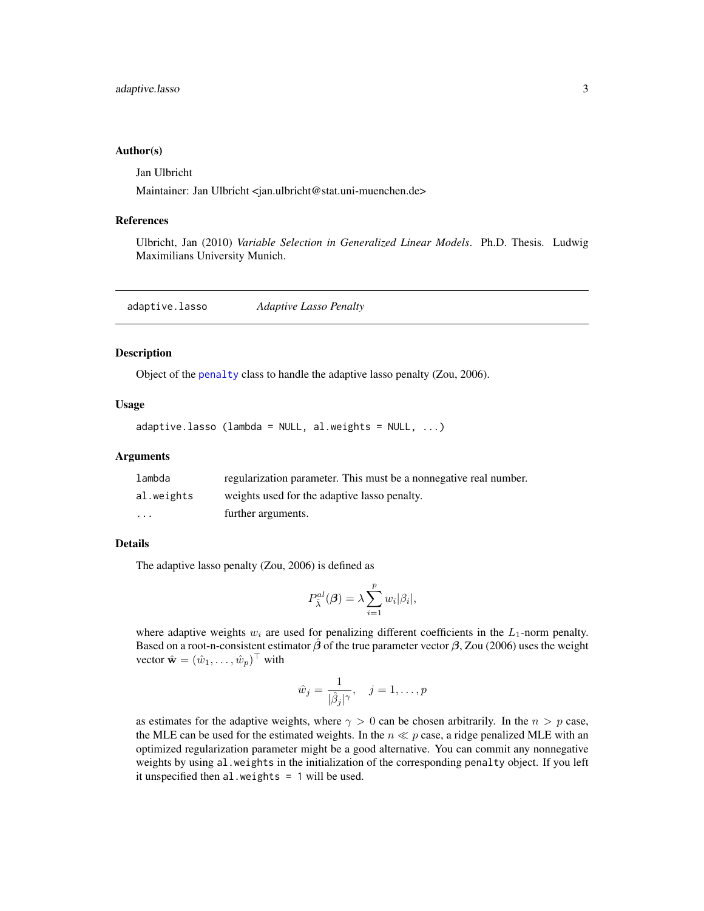### Author(s)

Jan Ulbricht

Maintainer: Jan Ulbricht <jan.ulbricht@stat.uni-muenchen.de>

### References

Ulbricht, Jan (2010) *Variable Selection in Generalized Linear Models*. Ph.D. Thesis. Ludwig Maximilians University Munich.

---

## adaptive.lasso — *Adaptive Lasso Penalty*

### Description

Object of the penalty class to handle the adaptive lasso penalty (Zou, 2006).

### Usage

```
adaptive.lasso (lambda = NULL, al.weights = NULL, ...)
```

### Arguments

| | |
|---|---|
| lambda | regularization parameter. This must be a nonnegative real number. |
| al.weights | weights used for the adaptive lasso penalty. |
| ... | further arguments. |

### Details

The adaptive lasso penalty (Zou, 2006) is defined as

$$P_{\lambda}^{al}(\boldsymbol{\beta}) = \lambda \sum_{i=1}^{p} w_i |\beta_i|,$$

where adaptive weights $w_i$ are used for penalizing different coefficients in the $L_1$-norm penalty. Based on a root-n-consistent estimator $\hat{\boldsymbol{\beta}}$ of the true parameter vector $\boldsymbol{\beta}$, Zou (2006) uses the weight vector $\hat{\mathbf{w}} = (\hat{w}_1, \ldots, \hat{w}_p)^\top$ with

$$\hat{w}_j = \frac{1}{|\hat{\beta}_j|^{\gamma}}, \quad j = 1, \ldots, p$$

as estimates for the adaptive weights, where $\gamma > 0$ can be chosen arbitrarily. In the $n > p$ case, the MLE can be used for the estimated weights. In the $n \ll p$ case, a ridge penalized MLE with an optimized regularization parameter might be a good alternative. You can commit any nonnegative weights by using al.weights in the initialization of the corresponding penalty object. If you left it unspecified then al.weights = 1 will be used.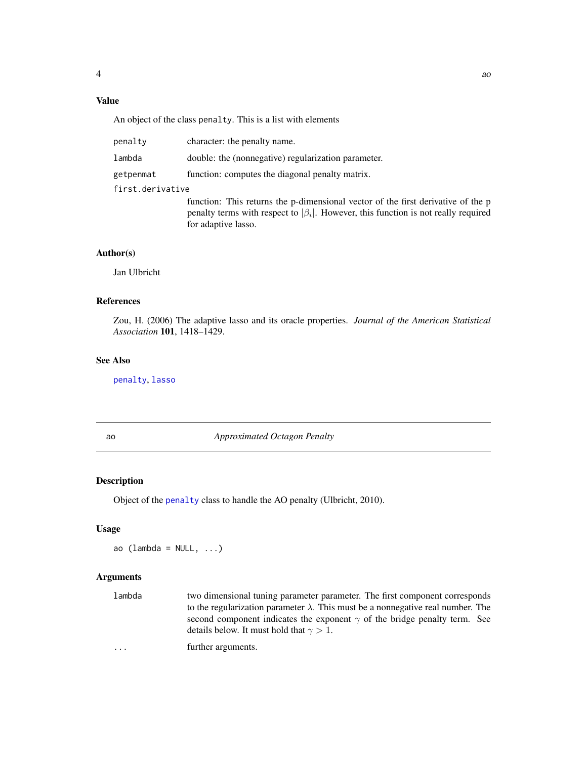## Value

An object of the class `penalty`. This is a list with elements

- `penalty` — character: the penalty name.
- `lambda` — double: the (nonnegative) regularization parameter.
- `getpenmat` — function: computes the diagonal penalty matrix.
- `first.derivative` — function: This returns the p-dimensional vector of the first derivative of the p penalty terms with respect to $|\beta_i|$. However, this function is not really required for adaptive lasso.

## Author(s)

Jan Ulbricht

## References

Zou, H. (2006) The adaptive lasso and its oracle properties. *Journal of the American Statistical Association* **101**, 1418–1429.

## See Also

`penalty`, `lasso`

---

# ao — *Approximated Octagon Penalty*

## Description

Object of the `penalty` class to handle the AO penalty (Ulbricht, 2010).

## Usage

```
ao (lambda = NULL, ...)
```

## Arguments

- `lambda` — two dimensional tuning parameter parameter. The first component corresponds to the regularization parameter $\lambda$. This must be a nonnegative real number. The second component indicates the exponent $\gamma$ of the bridge penalty term. See details below. It must hold that $\gamma > 1$.
- `...` — further arguments.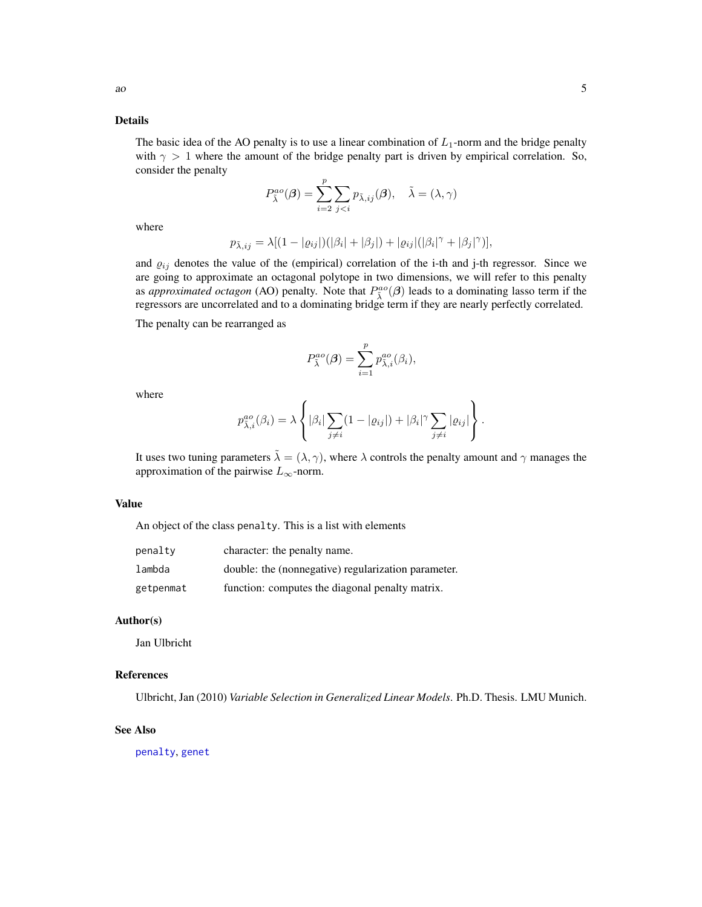## Details

The basic idea of the AO penalty is to use a linear combination of $L_1$-norm and the bridge penalty with $\gamma > 1$ where the amount of the bridge penalty part is driven by empirical correlation. So, consider the penalty

$$P_{\tilde{\lambda}}^{ao}(\boldsymbol{\beta}) = \sum_{i=2}^{p} \sum_{j<i} p_{\tilde{\lambda},ij}(\boldsymbol{\beta}), \quad \tilde{\lambda} = (\lambda, \gamma)$$

where

$$p_{\tilde{\lambda},ij} = \lambda[(1 - |\varrho_{ij}|)(|\beta_i| + |\beta_j|) + |\varrho_{ij}|(|\beta_i|^{\gamma} + |\beta_j|^{\gamma})],$$

and $\varrho_{ij}$ denotes the value of the (empirical) correlation of the i-th and j-th regressor. Since we are going to approximate an octagonal polytope in two dimensions, we will refer to this penalty as *approximated octagon* (AO) penalty. Note that $P_{\tilde{\lambda}}^{ao}(\boldsymbol{\beta})$ leads to a dominating lasso term if the regressors are uncorrelated and to a dominating bridge term if they are nearly perfectly correlated.

The penalty can be rearranged as

$$P_{\tilde{\lambda}}^{ao}(\boldsymbol{\beta}) = \sum_{i=1}^{p} p_{\tilde{\lambda},i}^{ao}(\beta_i),$$

where

$$p_{\tilde{\lambda},i}^{ao}(\beta_i) = \lambda \left\{ |\beta_i| \sum_{j \neq i} (1 - |\varrho_{ij}|) + |\beta_i|^{\gamma} \sum_{j \neq i} |\varrho_{ij}| \right\}.$$

It uses two tuning parameters $\tilde{\lambda} = (\lambda, \gamma)$, where $\lambda$ controls the penalty amount and $\gamma$ manages the approximation of the pairwise $L_\infty$-norm.

## Value

An object of the class penalty. This is a list with elements

| | |
|---|---|
| penalty | character: the penalty name. |
| lambda | double: the (nonnegative) regularization parameter. |
| getpenmat | function: computes the diagonal penalty matrix. |

## Author(s)

Jan Ulbricht

## References

Ulbricht, Jan (2010) *Variable Selection in Generalized Linear Models*. Ph.D. Thesis. LMU Munich.

## See Also

penalty, genet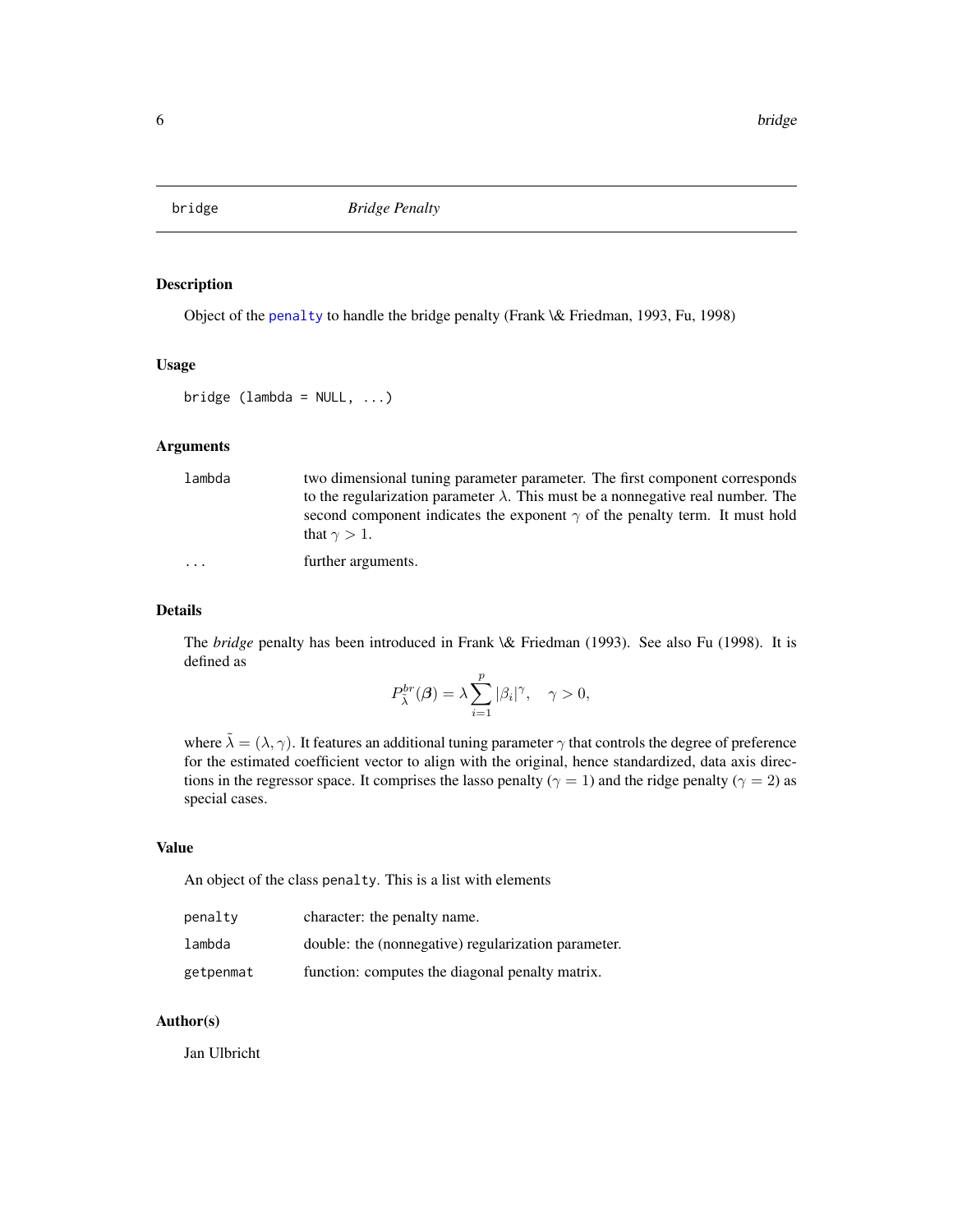bridge *Bridge Penalty*

## Description

Object of the penalty to handle the bridge penalty (Frank \& Friedman, 1993, Fu, 1998)

## Usage

```
bridge (lambda = NULL, ...)
```

## Arguments

| | |
|---|---|
| lambda | two dimensional tuning parameter parameter. The first component corresponds to the regularization parameter $\lambda$. This must be a nonnegative real number. The second component indicates the exponent $\gamma$ of the penalty term. It must hold that $\gamma > 1$. |
| ... | further arguments. |

## Details

The *bridge* penalty has been introduced in Frank \& Friedman (1993). See also Fu (1998). It is defined as

$$P_{\tilde{\lambda}}^{br}(\boldsymbol{\beta}) = \lambda \sum_{i=1}^{p} |\beta_i|^{\gamma}, \quad \gamma > 0,$$

where $\tilde{\lambda} = (\lambda, \gamma)$. It features an additional tuning parameter $\gamma$ that controls the degree of preference for the estimated coefficient vector to align with the original, hence standardized, data axis directions in the regressor space. It comprises the lasso penalty ($\gamma = 1$) and the ridge penalty ($\gamma = 2$) as special cases.

## Value

An object of the class penalty. This is a list with elements

| | |
|---|---|
| penalty | character: the penalty name. |
| lambda | double: the (nonnegative) regularization parameter. |
| getpenmat | function: computes the diagonal penalty matrix. |

## Author(s)

Jan Ulbricht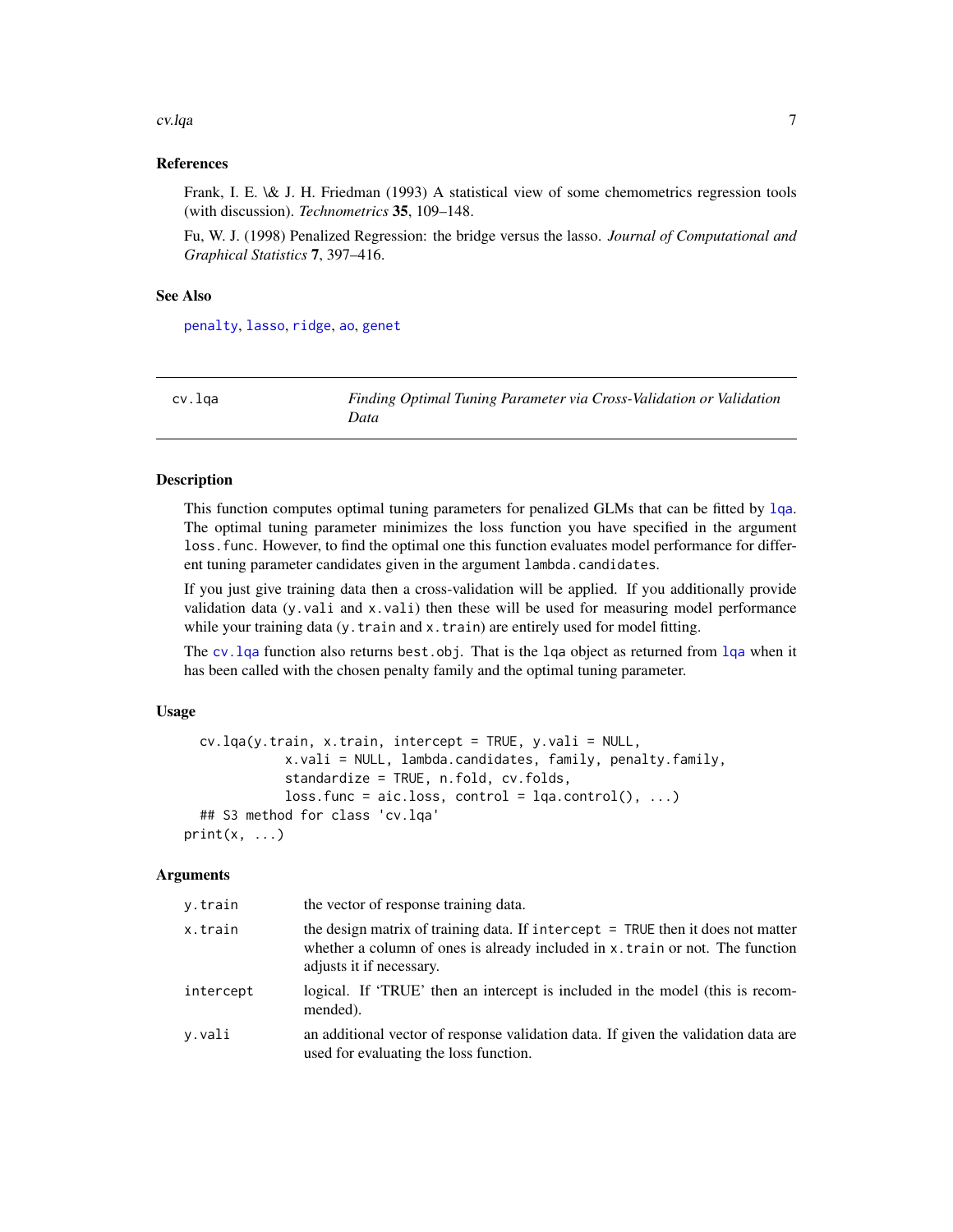### References

Frank, I. E. \& J. H. Friedman (1993) A statistical view of some chemometrics regression tools (with discussion). *Technometrics* **35**, 109–148.

Fu, W. J. (1998) Penalized Regression: the bridge versus the lasso. *Journal of Computational and Graphical Statistics* **7**, 397–416.

### See Also

`penalty`, `lasso`, `ridge`, `ao`, `genet`

---

## cv.lqa — *Finding Optimal Tuning Parameter via Cross-Validation or Validation Data*

### Description

This function computes optimal tuning parameters for penalized GLMs that can be fitted by `lqa`. The optimal tuning parameter minimizes the loss function you have specified in the argument `loss.func`. However, to find the optimal one this function evaluates model performance for different tuning parameter candidates given in the argument `lambda.candidates`.

If you just give training data then a cross-validation will be applied. If you additionally provide validation data (`y.vali` and `x.vali`) then these will be used for measuring model performance while your training data (`y.train` and `x.train`) are entirely used for model fitting.

The `cv.lqa` function also returns `best.obj`. That is the `lqa` object as returned from `lqa` when it has been called with the chosen penalty family and the optimal tuning parameter.

### Usage

```
  cv.lqa(y.train, x.train, intercept = TRUE, y.vali = NULL,
            x.vali = NULL, lambda.candidates, family, penalty.family,
            standardize = TRUE, n.fold, cv.folds,
            loss.func = aic.loss, control = lqa.control(), ...)
  ## S3 method for class 'cv.lqa'
print(x, ...)
```

### Arguments

| | |
|---|---|
| `y.train` | the vector of response training data. |
| `x.train` | the design matrix of training data. If `intercept = TRUE` then it does not matter whether a column of ones is already included in `x.train` or not. The function adjusts it if necessary. |
| `intercept` | logical. If 'TRUE' then an intercept is included in the model (this is recommended). |
| `y.vali` | an additional vector of response validation data. If given the validation data are used for evaluating the loss function. |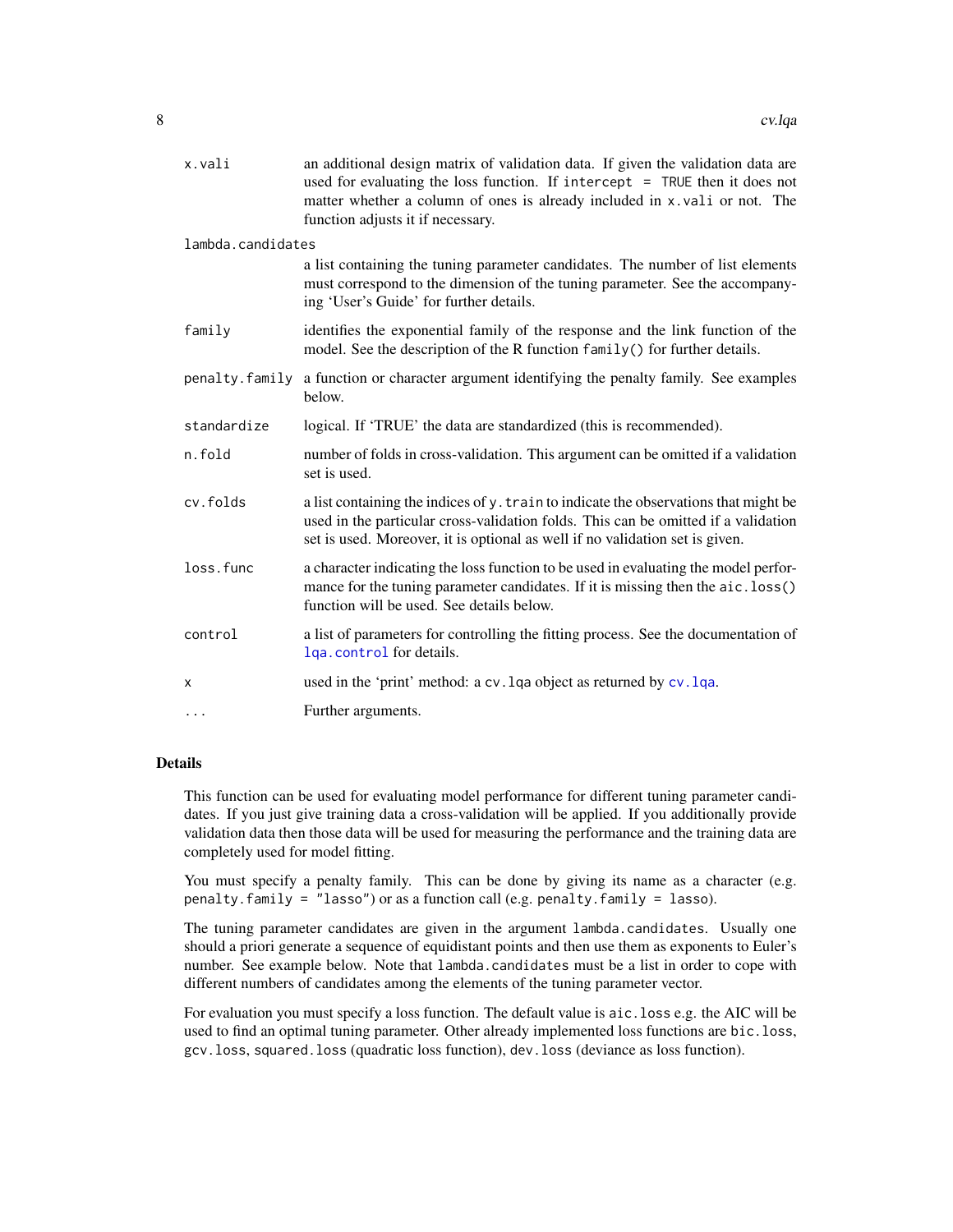| | |
|---|---|
| `x.vali` | an additional design matrix of validation data. If given the validation data are used for evaluating the loss function. If `intercept = TRUE` then it does not matter whether a column of ones is already included in `x.vali` or not. The function adjusts it if necessary. |
| `lambda.candidates` | a list containing the tuning parameter candidates. The number of list elements must correspond to the dimension of the tuning parameter. See the accompanying 'User's Guide' for further details. |
| `family` | identifies the exponential family of the response and the link function of the model. See the description of the R function `family()` for further details. |
| `penalty.family` | a function or character argument identifying the penalty family. See examples below. |
| `standardize` | logical. If 'TRUE' the data are standardized (this is recommended). |
| `n.fold` | number of folds in cross-validation. This argument can be omitted if a validation set is used. |
| `cv.folds` | a list containing the indices of `y.train` to indicate the observations that might be used in the particular cross-validation folds. This can be omitted if a validation set is used. Moreover, it is optional as well if no validation set is given. |
| `loss.func` | a character indicating the loss function to be used in evaluating the model performance for the tuning parameter candidates. If it is missing then the `aic.loss()` function will be used. See details below. |
| `control` | a list of parameters for controlling the fitting process. See the documentation of `lqa.control` for details. |
| `x` | used in the 'print' method: a `cv.lqa` object as returned by `cv.lqa`. |
| `...` | Further arguments. |

## Details

This function can be used for evaluating model performance for different tuning parameter candidates. If you just give training data a cross-validation will be applied. If you additionally provide validation data then those data will be used for measuring the performance and the training data are completely used for model fitting.

You must specify a penalty family. This can be done by giving its name as a character (e.g. `penalty.family = "lasso"`) or as a function call (e.g. `penalty.family = lasso`).

The tuning parameter candidates are given in the argument `lambda.candidates`. Usually one should a priori generate a sequence of equidistant points and then use them as exponents to Euler's number. See example below. Note that `lambda.candidates` must be a list in order to cope with different numbers of candidates among the elements of the tuning parameter vector.

For evaluation you must specify a loss function. The default value is `aic.loss` e.g. the AIC will be used to find an optimal tuning parameter. Other already implemented loss functions are `bic.loss`, `gcv.loss`, `squared.loss` (quadratic loss function), `dev.loss` (deviance as loss function).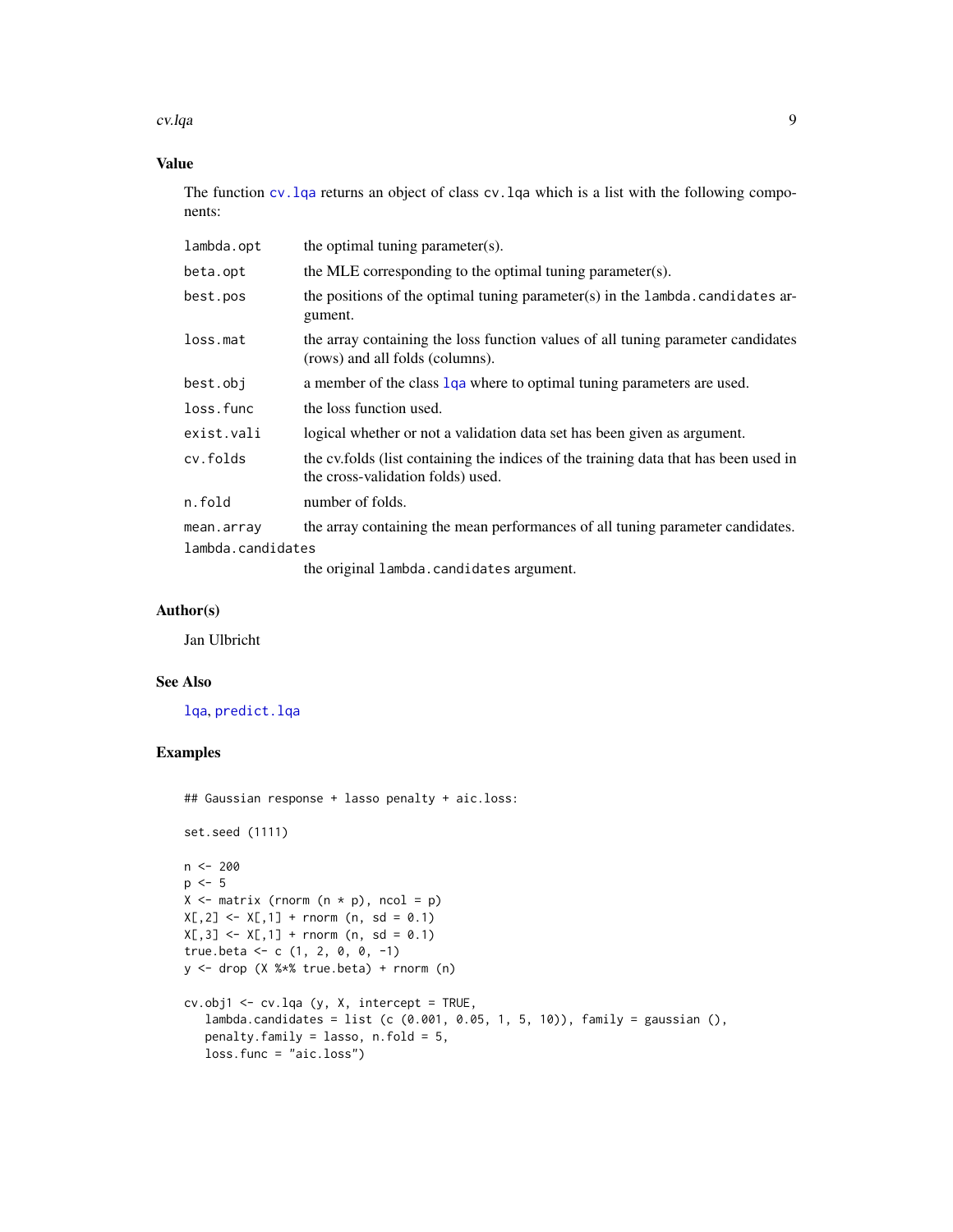## Value

The function `cv.lqa` returns an object of class `cv.lqa` which is a list with the following components:

| | |
|---|---|
| `lambda.opt` | the optimal tuning parameter(s). |
| `beta.opt` | the MLE corresponding to the optimal tuning parameter(s). |
| `best.pos` | the positions of the optimal tuning parameter(s) in the `lambda.candidates` argument. |
| `loss.mat` | the array containing the loss function values of all tuning parameter candidates (rows) and all folds (columns). |
| `best.obj` | a member of the class `lqa` where to optimal tuning parameters are used. |
| `loss.func` | the loss function used. |
| `exist.vali` | logical whether or not a validation data set has been given as argument. |
| `cv.folds` | the cv.folds (list containing the indices of the training data that has been used in the cross-validation folds) used. |
| `n.fold` | number of folds. |
| `mean.array` | the array containing the mean performances of all tuning parameter candidates. |
| `lambda.candidates` | the original `lambda.candidates` argument. |

## Author(s)

Jan Ulbricht

## See Also

`lqa`, `predict.lqa`

## Examples

```
## Gaussian response + lasso penalty + aic.loss:

set.seed (1111)

n <- 200
p <- 5
X <- matrix (rnorm (n * p), ncol = p)
X[,2] <- X[,1] + rnorm (n, sd = 0.1)
X[,3] <- X[,1] + rnorm (n, sd = 0.1)
true.beta <- c (1, 2, 0, 0, -1)
y <- drop (X %*% true.beta) + rnorm (n)

cv.obj1 <- cv.lqa (y, X, intercept = TRUE,
   lambda.candidates = list (c (0.001, 0.05, 1, 5, 10)), family = gaussian (),
   penalty.family = lasso, n.fold = 5,
   loss.func = "aic.loss")
```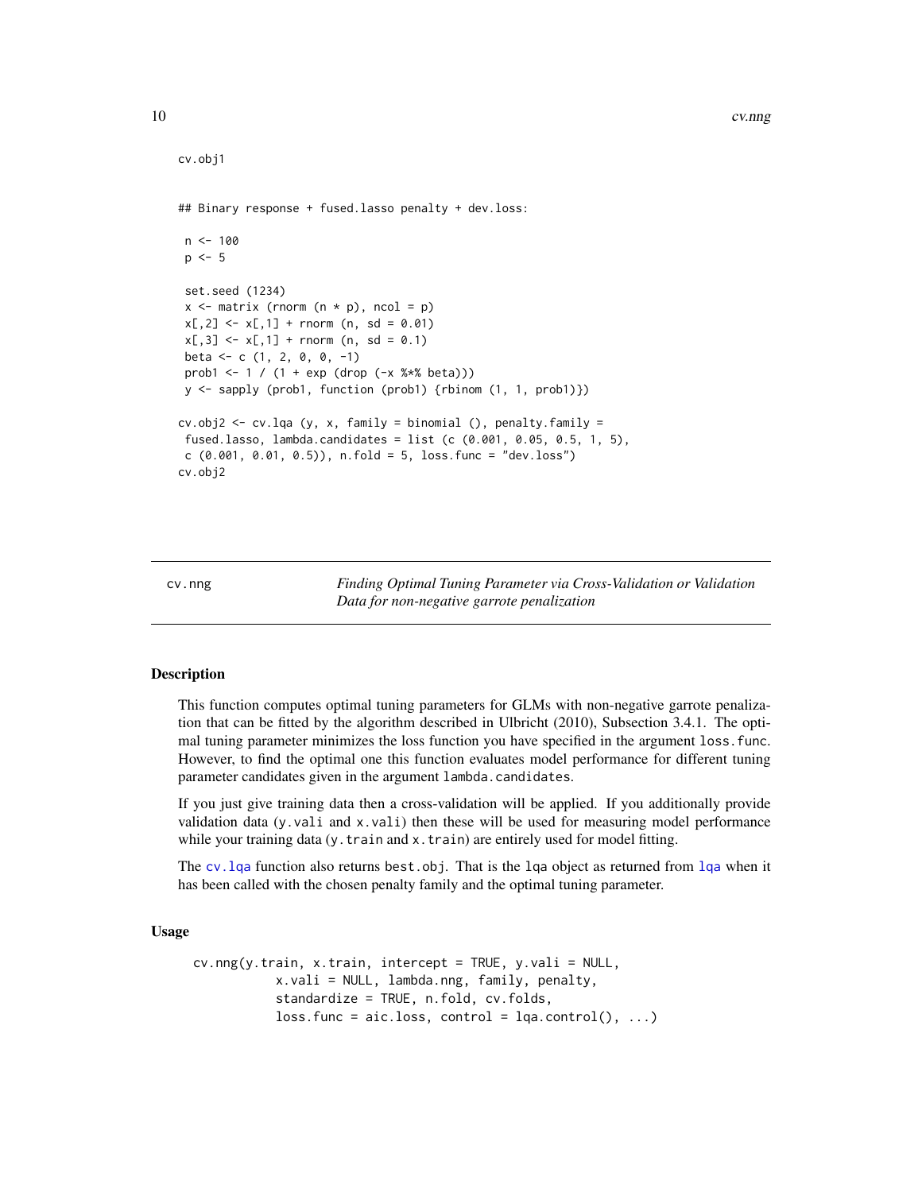```
cv.obj1


## Binary response + fused.lasso penalty + dev.loss:

 n <- 100
 p <- 5

 set.seed (1234)
 x <- matrix (rnorm (n * p), ncol = p)
 x[,2] <- x[,1] + rnorm (n, sd = 0.01)
 x[,3] <- x[,1] + rnorm (n, sd = 0.1)
 beta <- c (1, 2, 0, 0, -1)
 prob1 <- 1 / (1 + exp (drop (-x %*% beta)))
 y <- sapply (prob1, function (prob1) {rbinom (1, 1, prob1)})

cv.obj2 <- cv.lqa (y, x, family = binomial (), penalty.family =
 fused.lasso, lambda.candidates = list (c (0.001, 0.05, 0.5, 1, 5),
 c (0.001, 0.01, 0.5)), n.fold = 5, loss.func = "dev.loss")
cv.obj2
```

---

## cv.nng — *Finding Optimal Tuning Parameter via Cross-Validation or Validation Data for non-negative garrote penalization*

### Description

This function computes optimal tuning parameters for GLMs with non-negative garrote penalization that can be fitted by the algorithm described in Ulbricht (2010), Subsection 3.4.1. The optimal tuning parameter minimizes the loss function you have specified in the argument `loss.func`. However, to find the optimal one this function evaluates model performance for different tuning parameter candidates given in the argument `lambda.candidates`.

If you just give training data then a cross-validation will be applied. If you additionally provide validation data (`y.vali` and `x.vali`) then these will be used for measuring model performance while your training data (`y.train` and `x.train`) are entirely used for model fitting.

The `cv.lqa` function also returns `best.obj`. That is the lqa object as returned from `lqa` when it has been called with the chosen penalty family and the optimal tuning parameter.

### Usage

```
cv.nng(y.train, x.train, intercept = TRUE, y.vali = NULL,
          x.vali = NULL, lambda.nng, family, penalty,
          standardize = TRUE, n.fold, cv.folds,
          loss.func = aic.loss, control = lqa.control(), ...)
```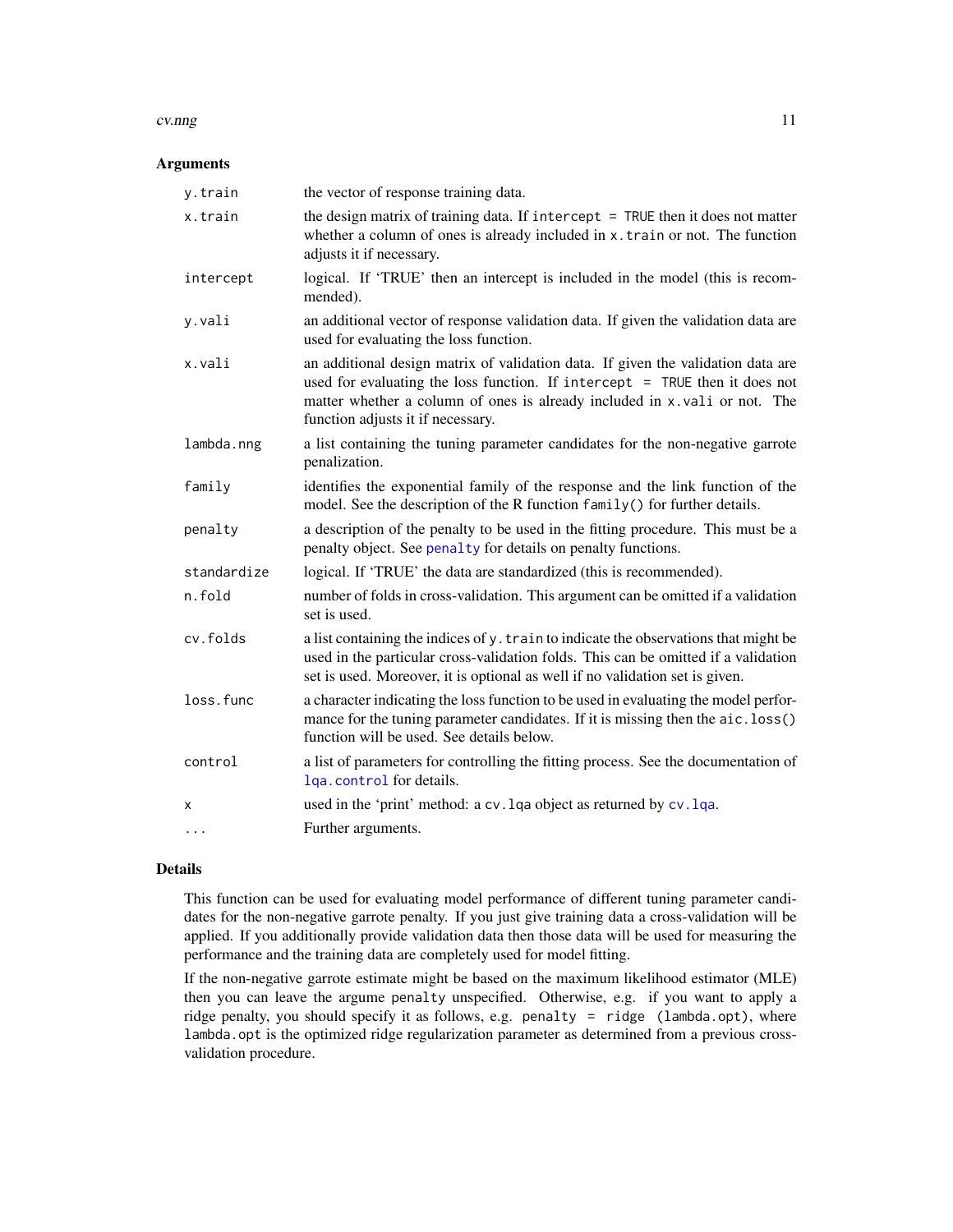### Arguments

| | |
|---|---|
| `y.train` | the vector of response training data. |
| `x.train` | the design matrix of training data. If `intercept = TRUE` then it does not matter whether a column of ones is already included in `x.train` or not. The function adjusts it if necessary. |
| `intercept` | logical. If 'TRUE' then an intercept is included in the model (this is recommended). |
| `y.vali` | an additional vector of response validation data. If given the validation data are used for evaluating the loss function. |
| `x.vali` | an additional design matrix of validation data. If given the validation data are used for evaluating the loss function. If `intercept = TRUE` then it does not matter whether a column of ones is already included in `x.vali` or not. The function adjusts it if necessary. |
| `lambda.nng` | a list containing the tuning parameter candidates for the non-negative garrote penalization. |
| `family` | identifies the exponential family of the response and the link function of the model. See the description of the R function `family()` for further details. |
| `penalty` | a description of the penalty to be used in the fitting procedure. This must be a penalty object. See `penalty` for details on penalty functions. |
| `standardize` | logical. If 'TRUE' the data are standardized (this is recommended). |
| `n.fold` | number of folds in cross-validation. This argument can be omitted if a validation set is used. |
| `cv.folds` | a list containing the indices of `y.train` to indicate the observations that might be used in the particular cross-validation folds. This can be omitted if a validation set is used. Moreover, it is optional as well if no validation set is given. |
| `loss.func` | a character indicating the loss function to be used in evaluating the model performance for the tuning parameter candidates. If it is missing then the `aic.loss()` function will be used. See details below. |
| `control` | a list of parameters for controlling the fitting process. See the documentation of `lqa.control` for details. |
| `x` | used in the 'print' method: a `cv.lqa` object as returned by `cv.lqa`. |
| `...` | Further arguments. |

### Details

This function can be used for evaluating model performance of different tuning parameter candidates for the non-negative garrote penalty. If you just give training data a cross-validation will be applied. If you additionally provide validation data then those data will be used for measuring the performance and the training data are completely used for model fitting.

If the non-negative garrote estimate might be based on the maximum likelihood estimator (MLE) then you can leave the argume `penalty` unspecified. Otherwise, e.g. if you want to apply a ridge penalty, you should specify it as follows, e.g. `penalty = ridge (lambda.opt)`, where `lambda.opt` is the optimized ridge regularization parameter as determined from a previous cross-validation procedure.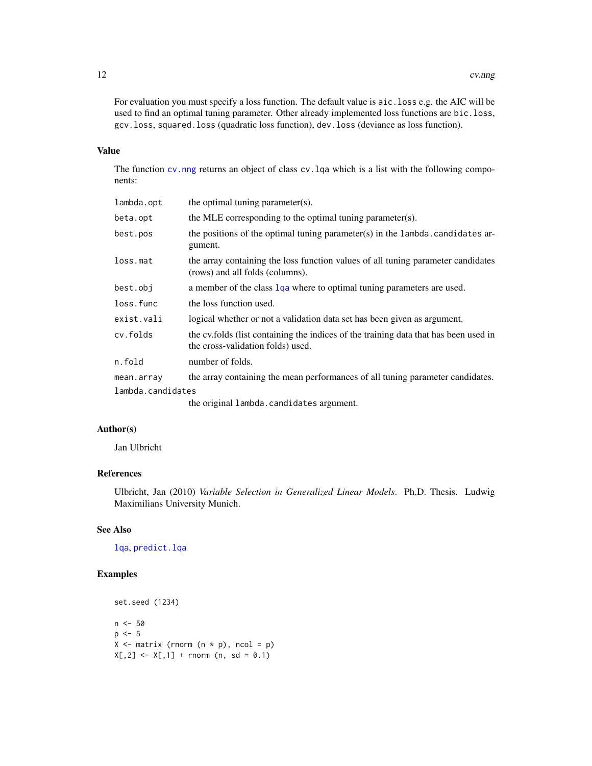For evaluation you must specify a loss function. The default value is `aic.loss` e.g. the AIC will be used to find an optimal tuning parameter. Other already implemented loss functions are `bic.loss`, `gcv.loss`, `squared.loss` (quadratic loss function), `dev.loss` (deviance as loss function).

## Value

The function `cv.nng` returns an object of class `cv.lqa` which is a list with the following components:

- `lambda.opt`: the optimal tuning parameter(s).
- `beta.opt`: the MLE corresponding to the optimal tuning parameter(s).
- `best.pos`: the positions of the optimal tuning parameter(s) in the `lambda.candidates` argument.
- `loss.mat`: the array containing the loss function values of all tuning parameter candidates (rows) and all folds (columns).
- `best.obj`: a member of the class `lqa` where to optimal tuning parameters are used.
- `loss.func`: the loss function used.
- `exist.vali`: logical whether or not a validation data set has been given as argument.
- `cv.folds`: the cv.folds (list containing the indices of the training data that has been used in the cross-validation folds) used.
- `n.fold`: number of folds.
- `mean.array`: the array containing the mean performances of all tuning parameter candidates.
- `lambda.candidates`: the original `lambda.candidates` argument.

## Author(s)

Jan Ulbricht

## References

Ulbricht, Jan (2010) *Variable Selection in Generalized Linear Models*. Ph.D. Thesis. Ludwig Maximilians University Munich.

## See Also

`lqa`, `predict.lqa`

## Examples

```
set.seed (1234)

n <- 50
p <- 5
X <- matrix (rnorm (n * p), ncol = p)
X[,2] <- X[,1] + rnorm (n, sd = 0.1)
```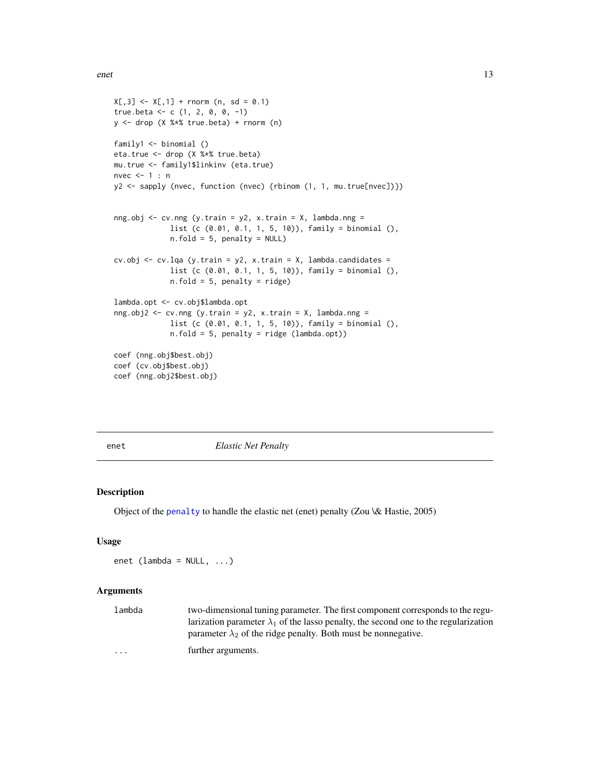```
X[,3] <- X[,1] + rnorm (n, sd = 0.1)
true.beta <- c (1, 2, 0, 0, -1)
y <- drop (X %*% true.beta) + rnorm (n)

family1 <- binomial ()
eta.true <- drop (X %*% true.beta)
mu.true <- family1$linkinv (eta.true)
nvec <- 1 : n
y2 <- sapply (nvec, function (nvec) {rbinom (1, 1, mu.true[nvec])})


nng.obj <- cv.nng (y.train = y2, x.train = X, lambda.nng =
             list (c (0.01, 0.1, 1, 5, 10)), family = binomial (),
             n.fold = 5, penalty = NULL)

cv.obj <- cv.lqa (y.train = y2, x.train = X, lambda.candidates =
             list (c (0.01, 0.1, 1, 5, 10)), family = binomial (),
             n.fold = 5, penalty = ridge)

lambda.opt <- cv.obj$lambda.opt
nng.obj2 <- cv.nng (y.train = y2, x.train = X, lambda.nng =
             list (c (0.01, 0.1, 1, 5, 10)), family = binomial (),
             n.fold = 5, penalty = ridge (lambda.opt))

coef (nng.obj$best.obj)
coef (cv.obj$best.obj)
coef (nng.obj2$best.obj)
```

## enet — *Elastic Net Penalty*

### Description

Object of the penalty to handle the elastic net (enet) penalty (Zou \& Hastie, 2005)

### Usage

```
enet (lambda = NULL, ...)
```

### Arguments

| | |
|---|---|
| lambda | two-dimensional tuning parameter. The first component corresponds to the regularization parameter $\lambda_1$ of the lasso penalty, the second one to the regularization parameter $\lambda_2$ of the ridge penalty. Both must be nonnegative. |
| ... | further arguments. |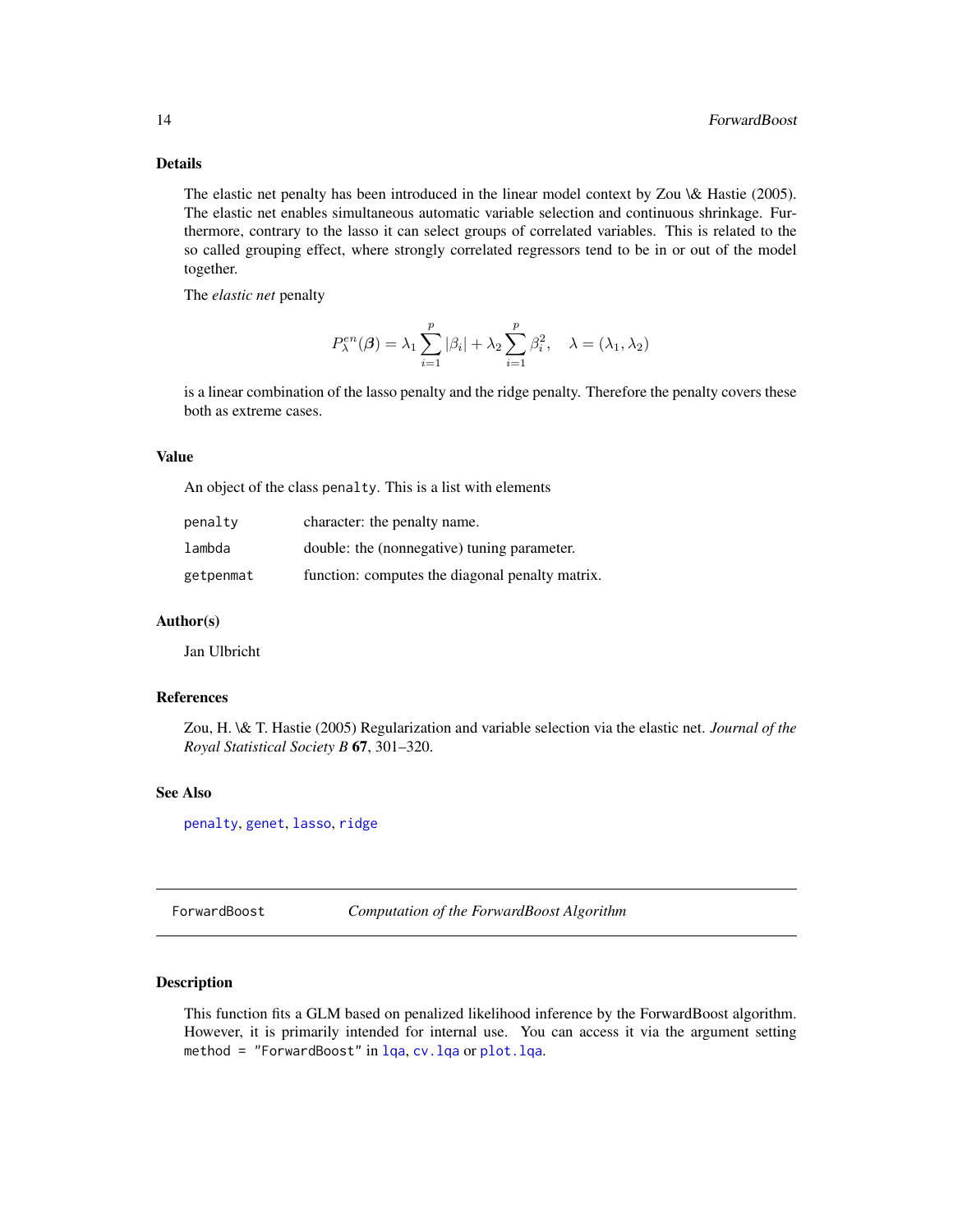### Details

The elastic net penalty has been introduced in the linear model context by Zou \& Hastie (2005). The elastic net enables simultaneous automatic variable selection and continuous shrinkage. Furthermore, contrary to the lasso it can select groups of correlated variables. This is related to the so called grouping effect, where strongly correlated regressors tend to be in or out of the model together.

The *elastic net* penalty

$$P_{\lambda}^{en}(\boldsymbol{\beta}) = \lambda_1 \sum_{i=1}^{p} |\beta_i| + \lambda_2 \sum_{i=1}^{p} \beta_i^2, \quad \lambda = (\lambda_1, \lambda_2)$$

is a linear combination of the lasso penalty and the ridge penalty. Therefore the penalty covers these both as extreme cases.

### Value

An object of the class `penalty`. This is a list with elements

| | |
|---|---|
| `penalty` | character: the penalty name. |
| `lambda` | double: the (nonnegative) tuning parameter. |
| `getpenmat` | function: computes the diagonal penalty matrix. |

### Author(s)

Jan Ulbricht

### References

Zou, H. \& T. Hastie (2005) Regularization and variable selection via the elastic net. *Journal of the Royal Statistical Society B* **67**, 301–320.

### See Also

`penalty`, `genet`, `lasso`, `ridge`

---

## ForwardBoost — *Computation of the ForwardBoost Algorithm*

### Description

This function fits a GLM based on penalized likelihood inference by the ForwardBoost algorithm. However, it is primarily intended for internal use. You can access it via the argument setting `method = "ForwardBoost"` in `lqa`, `cv.lqa` or `plot.lqa`.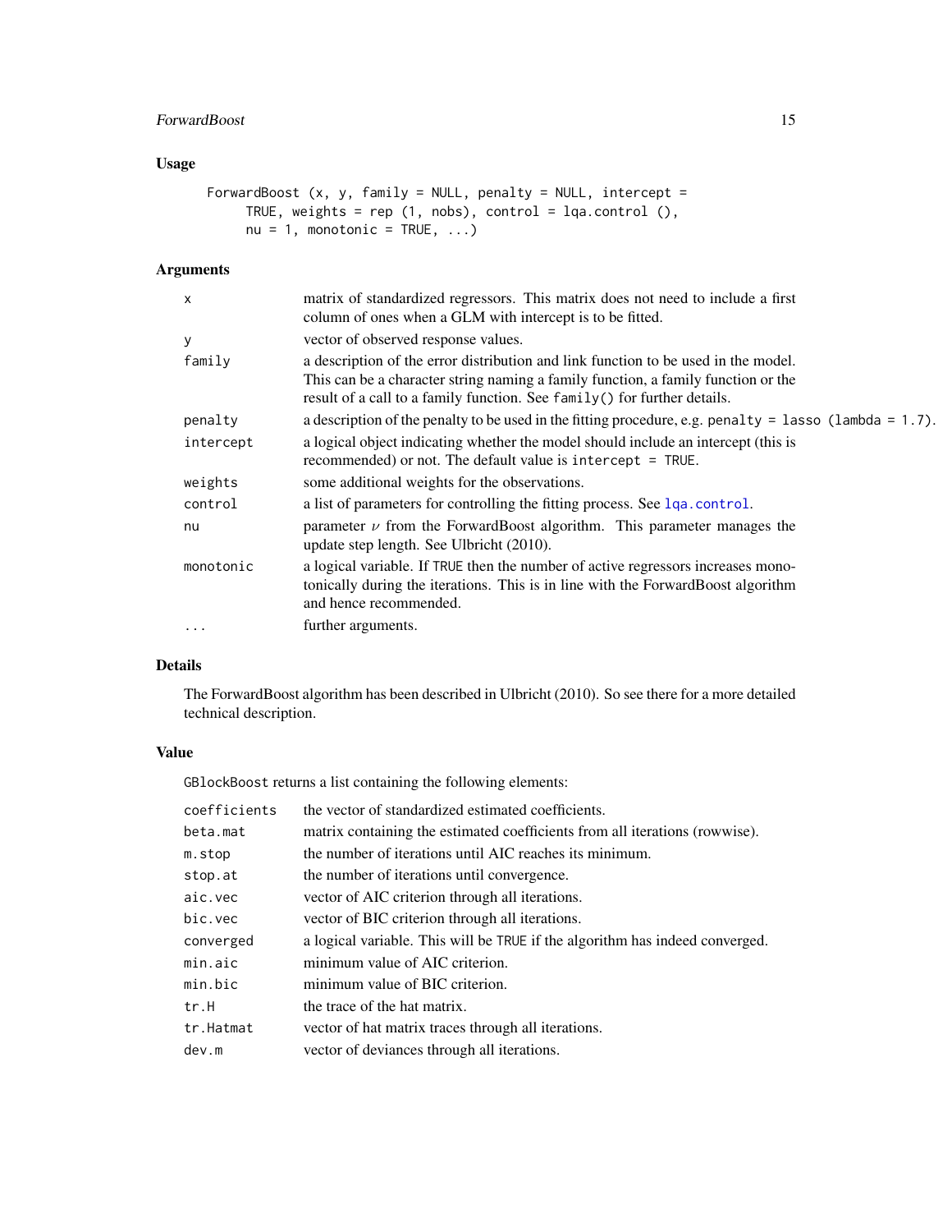## Usage

```
ForwardBoost (x, y, family = NULL, penalty = NULL, intercept =
     TRUE, weights = rep (1, nobs), control = lqa.control (),
     nu = 1, monotonic = TRUE, ...)
```

## Arguments

| | |
|---|---|
| x | matrix of standardized regressors. This matrix does not need to include a first column of ones when a GLM with intercept is to be fitted. |
| y | vector of observed response values. |
| family | a description of the error distribution and link function to be used in the model. This can be a character string naming a family function, a family function or the result of a call to a family function. See `family()` for further details. |
| penalty | a description of the penalty to be used in the fitting procedure, e.g. `penalty = lasso (lambda = 1.7)`. |
| intercept | a logical object indicating whether the model should include an intercept (this is recommended) or not. The default value is `intercept = TRUE`. |
| weights | some additional weights for the observations. |
| control | a list of parameters for controlling the fitting process. See `lqa.control`. |
| nu | parameter $\nu$ from the ForwardBoost algorithm. This parameter manages the update step length. See Ulbricht (2010). |
| monotonic | a logical variable. If `TRUE` then the number of active regressors increases monotonically during the iterations. This is in line with the ForwardBoost algorithm and hence recommended. |
| ... | further arguments. |

## Details

The ForwardBoost algorithm has been described in Ulbricht (2010). So see there for a more detailed technical description.

## Value

`GBlockBoost` returns a list containing the following elements:

| | |
|---|---|
| coefficients | the vector of standardized estimated coefficients. |
| beta.mat | matrix containing the estimated coefficients from all iterations (rowwise). |
| m.stop | the number of iterations until AIC reaches its minimum. |
| stop.at | the number of iterations until convergence. |
| aic.vec | vector of AIC criterion through all iterations. |
| bic.vec | vector of BIC criterion through all iterations. |
| converged | a logical variable. This will be `TRUE` if the algorithm has indeed converged. |
| min.aic | minimum value of AIC criterion. |
| min.bic | minimum value of BIC criterion. |
| tr.H | the trace of the hat matrix. |
| tr.Hatmat | vector of hat matrix traces through all iterations. |
| dev.m | vector of deviances through all iterations. |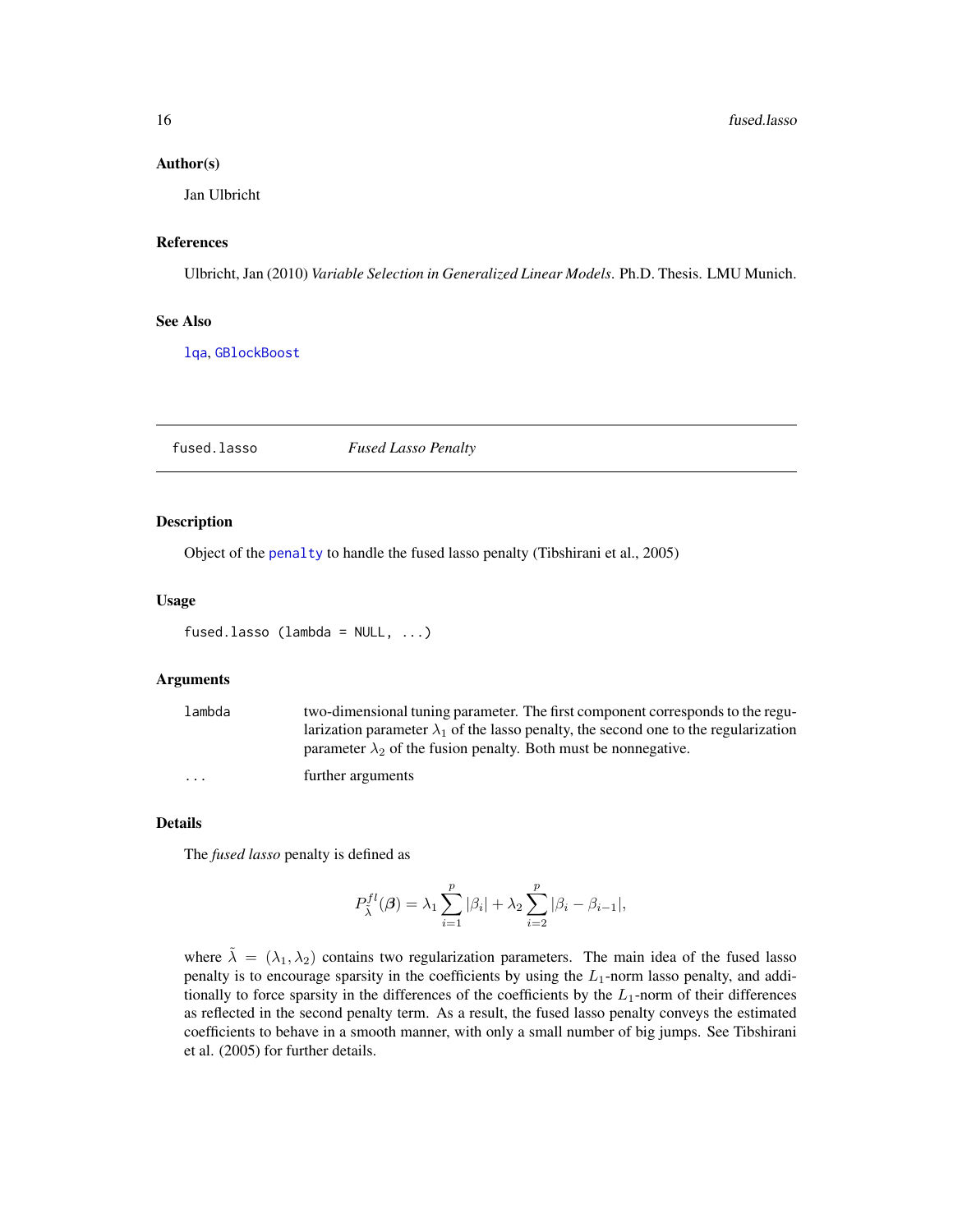### Author(s)

Jan Ulbricht

### References

Ulbricht, Jan (2010) *Variable Selection in Generalized Linear Models*. Ph.D. Thesis. LMU Munich.

### See Also

lqa, GBlockBoost

---

## fused.lasso — *Fused Lasso Penalty*

---

### Description

Object of the penalty to handle the fused lasso penalty (Tibshirani et al., 2005)

### Usage

```
fused.lasso (lambda = NULL, ...)
```

### Arguments

| | |
|---|---|
| lambda | two-dimensional tuning parameter. The first component corresponds to the regularization parameter $\lambda_1$ of the lasso penalty, the second one to the regularization parameter $\lambda_2$ of the fusion penalty. Both must be nonnegative. |
| ... | further arguments |

### Details

The *fused lasso* penalty is defined as

$$P_{\tilde{\lambda}}^{fl}(\boldsymbol{\beta}) = \lambda_1 \sum_{i=1}^{p} |\beta_i| + \lambda_2 \sum_{i=2}^{p} |\beta_i - \beta_{i-1}|,$$

where $\tilde{\lambda} = (\lambda_1, \lambda_2)$ contains two regularization parameters. The main idea of the fused lasso penalty is to encourage sparsity in the coefficients by using the $L_1$-norm lasso penalty, and additionally to force sparsity in the differences of the coefficients by the $L_1$-norm of their differences as reflected in the second penalty term. As a result, the fused lasso penalty conveys the estimated coefficients to behave in a smooth manner, with only a small number of big jumps. See Tibshirani et al. (2005) for further details.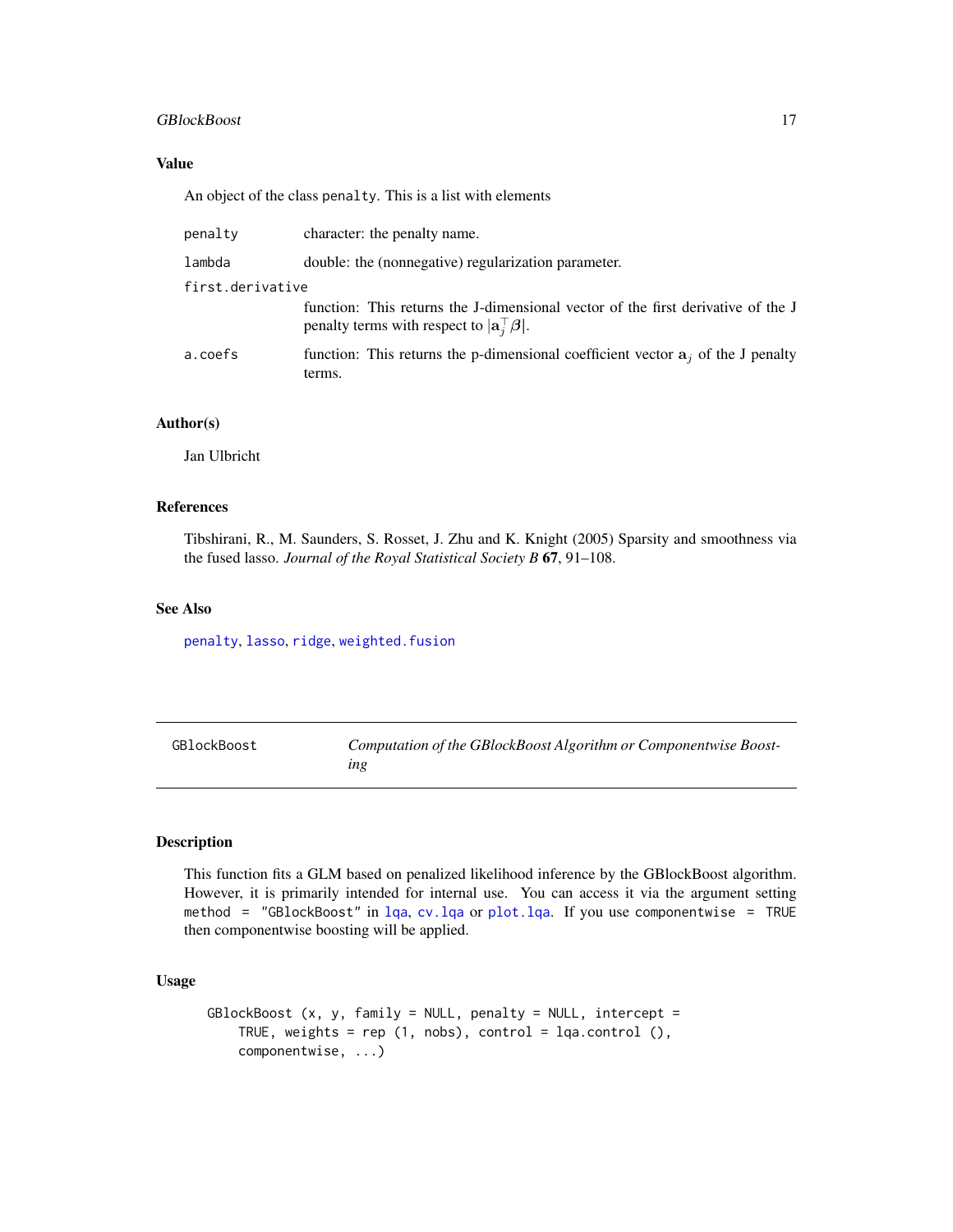## Value

An object of the class `penalty`. This is a list with elements

- `penalty` character: the penalty name.
- `lambda` double: the (nonnegative) regularization parameter.
- `first.derivative` function: This returns the J-dimensional vector of the first derivative of the J penalty terms with respect to $|\mathbf{a}_j^\top \boldsymbol{\beta}|$.
- `a.coefs` function: This returns the p-dimensional coefficient vector $\mathbf{a}_j$ of the J penalty terms.

## Author(s)

Jan Ulbricht

## References

Tibshirani, R., M. Saunders, S. Rosset, J. Zhu and K. Knight (2005) Sparsity and smoothness via the fused lasso. *Journal of the Royal Statistical Society B* **67**, 91–108.

## See Also

`penalty`, `lasso`, `ridge`, `weighted.fusion`

---

# GBlockBoost — *Computation of the GBlockBoost Algorithm or Componentwise Boosting*

## Description

This function fits a GLM based on penalized likelihood inference by the GBlockBoost algorithm. However, it is primarily intended for internal use. You can access it via the argument setting `method = "GBlockBoost"` in `lqa`, `cv.lqa` or `plot.lqa`. If you use `componentwise = TRUE` then componentwise boosting will be applied.

## Usage

```
GBlockBoost (x, y, family = NULL, penalty = NULL, intercept =
    TRUE, weights = rep (1, nobs), control = lqa.control (),
    componentwise, ...)
```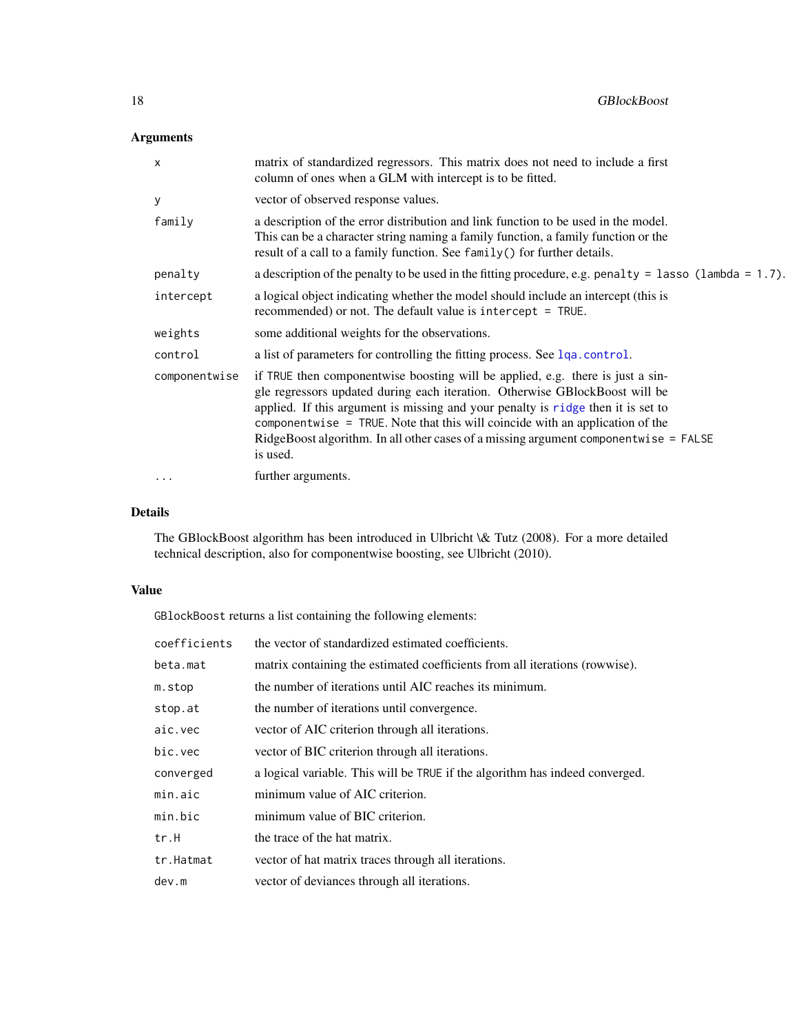## Arguments

| | |
|---|---|
| `x` | matrix of standardized regressors. This matrix does not need to include a first column of ones when a GLM with intercept is to be fitted. |
| `y` | vector of observed response values. |
| `family` | a description of the error distribution and link function to be used in the model. This can be a character string naming a family function, a family function or the result of a call to a family function. See `family()` for further details. |
| `penalty` | a description of the penalty to be used in the fitting procedure, e.g. `penalty = lasso (lambda = 1.7)`. |
| `intercept` | a logical object indicating whether the model should include an intercept (this is recommended) or not. The default value is `intercept = TRUE`. |
| `weights` | some additional weights for the observations. |
| `control` | a list of parameters for controlling the fitting process. See `lqa.control`. |
| `componentwise` | if `TRUE` then componentwise boosting will be applied, e.g. there is just a single regressors updated during each iteration. Otherwise GBlockBoost will be applied. If this argument is missing and your penalty is `ridge` then it is set to `componentwise = TRUE`. Note that this will coincide with an application of the RidgeBoost algorithm. In all other cases of a missing argument `componentwise = FALSE` is used. |
| `...` | further arguments. |

## Details

The GBlockBoost algorithm has been introduced in Ulbricht \& Tutz (2008). For a more detailed technical description, also for componentwise boosting, see Ulbricht (2010).

## Value

`GBlockBoost` returns a list containing the following elements:

| | |
|---|---|
| `coefficients` | the vector of standardized estimated coefficients. |
| `beta.mat` | matrix containing the estimated coefficients from all iterations (rowwise). |
| `m.stop` | the number of iterations until AIC reaches its minimum. |
| `stop.at` | the number of iterations until convergence. |
| `aic.vec` | vector of AIC criterion through all iterations. |
| `bic.vec` | vector of BIC criterion through all iterations. |
| `converged` | a logical variable. This will be `TRUE` if the algorithm has indeed converged. |
| `min.aic` | minimum value of AIC criterion. |
| `min.bic` | minimum value of BIC criterion. |
| `tr.H` | the trace of the hat matrix. |
| `tr.Hatmat` | vector of hat matrix traces through all iterations. |
| `dev.m` | vector of deviances through all iterations. |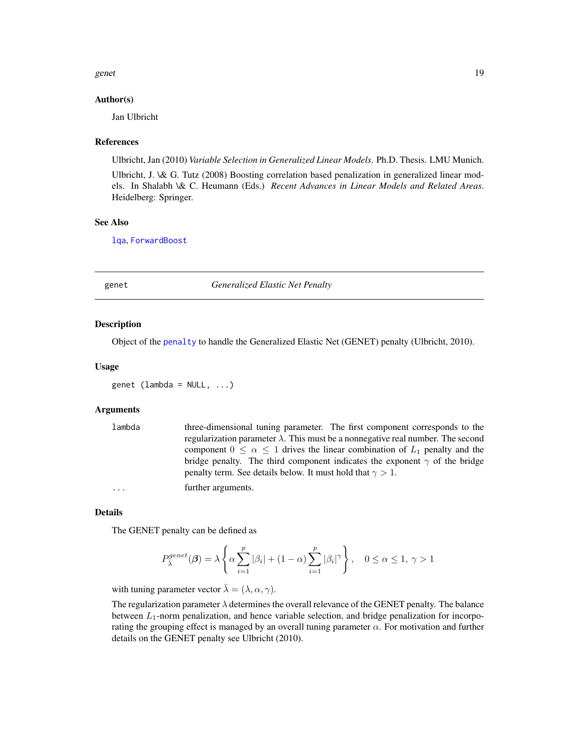## Author(s)

Jan Ulbricht

## References

Ulbricht, Jan (2010) *Variable Selection in Generalized Linear Models*. Ph.D. Thesis. LMU Munich.

Ulbricht, J. \& G. Tutz (2008) Boosting correlation based penalization in generalized linear models. In Shalabh \& C. Heumann (Eds.) *Recent Advances in Linear Models and Related Areas*. Heidelberg: Springer.

## See Also

lqa, ForwardBoost

---

# genet — *Generalized Elastic Net Penalty*

## Description

Object of the penalty to handle the Generalized Elastic Net (GENET) penalty (Ulbricht, 2010).

## Usage

```
genet (lambda = NULL, ...)
```

## Arguments

| | |
|---|---|
| lambda | three-dimensional tuning parameter. The first component corresponds to the regularization parameter $\lambda$. This must be a nonnegative real number. The second component $0 \leq \alpha \leq 1$ drives the linear combination of $L_1$ penalty and the bridge penalty. The third component indicates the exponent $\gamma$ of the bridge penalty term. See details below. It must hold that $\gamma > 1$. |
| ... | further arguments. |

## Details

The GENET penalty can be defined as

$$P_{\tilde{\lambda}}^{genet}(\boldsymbol{\beta}) = \lambda \left\{ \alpha \sum_{i=1}^{p} |\beta_i| + (1-\alpha) \sum_{i=1}^{p} |\beta_i|^{\gamma} \right\}, \quad 0 \leq \alpha \leq 1,\ \gamma > 1$$

with tuning parameter vector $\bar{\lambda} = (\lambda, \alpha, \gamma)$.

The regularization parameter $\lambda$ determines the overall relevance of the GENET penalty. The balance between $L_1$-norm penalization, and hence variable selection, and bridge penalization for incorporating the grouping effect is managed by an overall tuning parameter $\alpha$. For motivation and further details on the GENET penalty see Ulbricht (2010).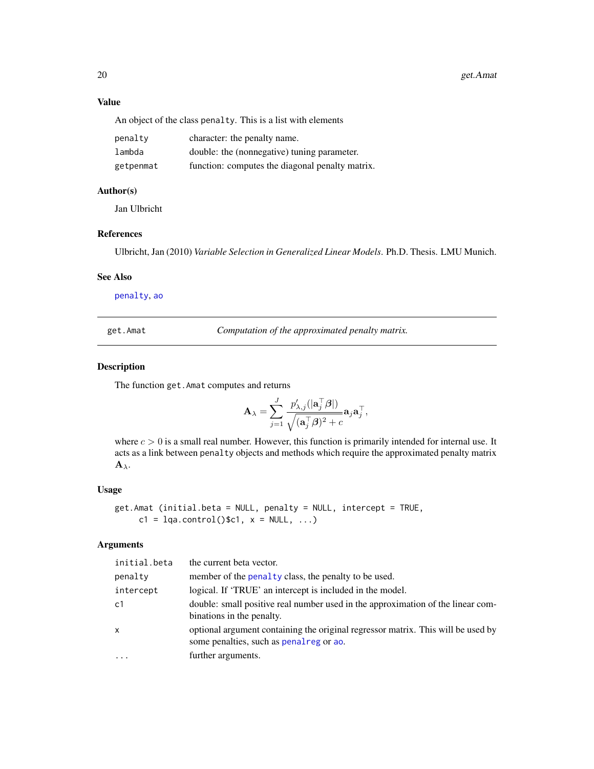### Value

An object of the class `penalty`. This is a list with elements

| | |
|---|---|
| `penalty` | character: the penalty name. |
| `lambda` | double: the (nonnegative) tuning parameter. |
| `getpenmat` | function: computes the diagonal penalty matrix. |

### Author(s)

Jan Ulbricht

### References

Ulbricht, Jan (2010) *Variable Selection in Generalized Linear Models*. Ph.D. Thesis. LMU Munich.

### See Also

`penalty`, `ao`

---

## get.Amat — *Computation of the approximated penalty matrix.*

### Description

The function `get.Amat` computes and returns

$$\mathbf{A}_\lambda = \sum_{j=1}^{J} \frac{p'_{\lambda,j}(|\mathbf{a}_j^\top \boldsymbol{\beta}|)}{\sqrt{(\mathbf{a}_j^\top \boldsymbol{\beta})^2 + c}} \mathbf{a}_j \mathbf{a}_j^\top,$$

where $c > 0$ is a small real number. However, this function is primarily intended for internal use. It acts as a link between `penalty` objects and methods which require the approximated penalty matrix $\mathbf{A}_\lambda$.

### Usage

```
get.Amat (initial.beta = NULL, penalty = NULL, intercept = TRUE,
     c1 = lqa.control()$c1, x = NULL, ...)
```

### Arguments

| | |
|---|---|
| `initial.beta` | the current beta vector. |
| `penalty` | member of the `penalty` class, the penalty to be used. |
| `intercept` | logical. If 'TRUE' an intercept is included in the model. |
| `c1` | double: small positive real number used in the approximation of the linear combinations in the penalty. |
| `x` | optional argument containing the original regressor matrix. This will be used by some penalties, such as `penalreg` or `ao`. |
| `...` | further arguments. |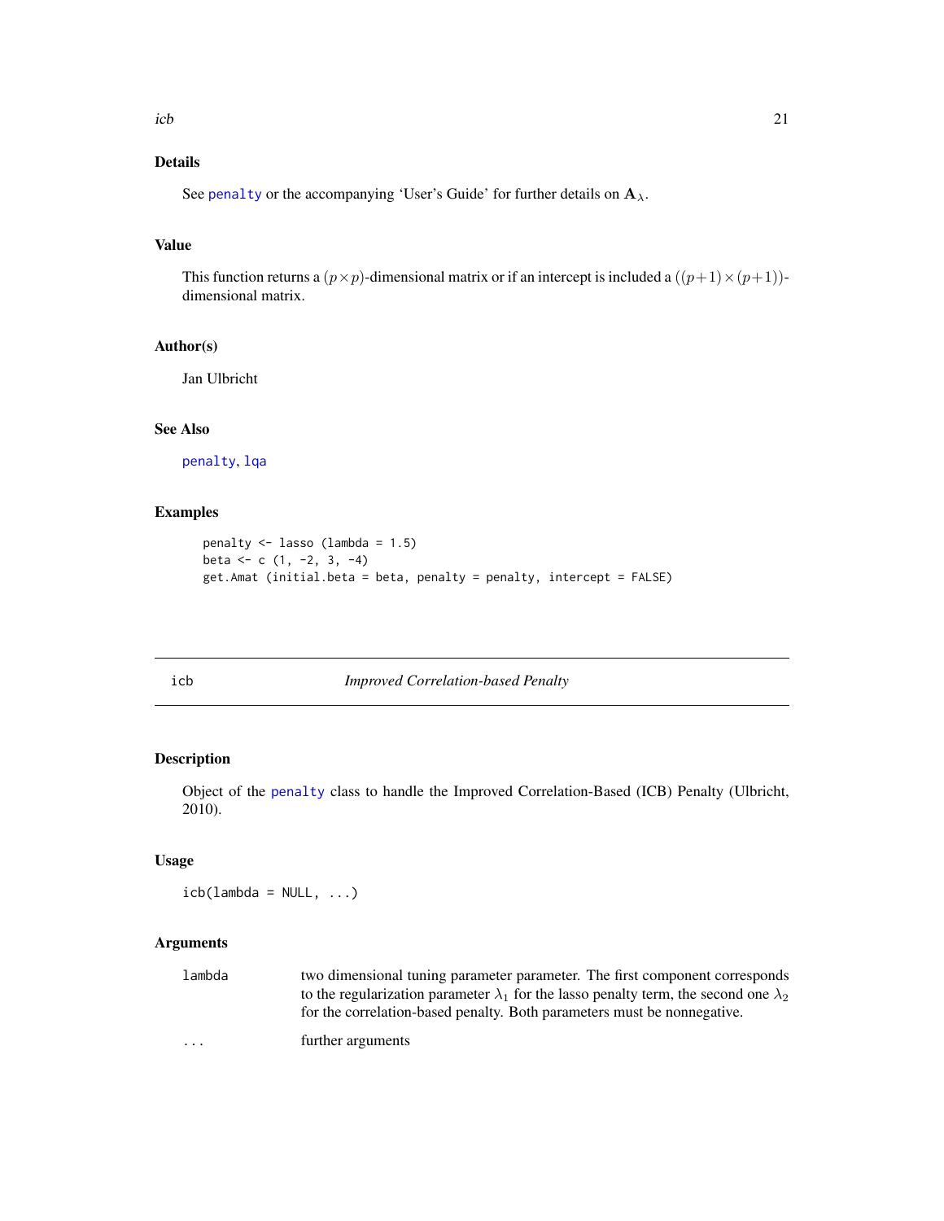## Details

See penalty or the accompanying 'User's Guide' for further details on $\mathbf{A}_\lambda$.

## Value

This function returns a $(p \times p)$-dimensional matrix or if an intercept is included a $((p+1) \times (p+1))$-dimensional matrix.

## Author(s)

Jan Ulbricht

## See Also

penalty, lqa

## Examples

```
penalty <- lasso (lambda = 1.5)
beta <- c (1, -2, 3, -4)
get.Amat (initial.beta = beta, penalty = penalty, intercept = FALSE)
```

---

# icb — *Improved Correlation-based Penalty*

---

## Description

Object of the penalty class to handle the Improved Correlation-Based (ICB) Penalty (Ulbricht, 2010).

## Usage

```
icb(lambda = NULL, ...)
```

## Arguments

| | |
|---|---|
| lambda | two dimensional tuning parameter parameter. The first component corresponds to the regularization parameter $\lambda_1$ for the lasso penalty term, the second one $\lambda_2$ for the correlation-based penalty. Both parameters must be nonnegative. |
| ... | further arguments |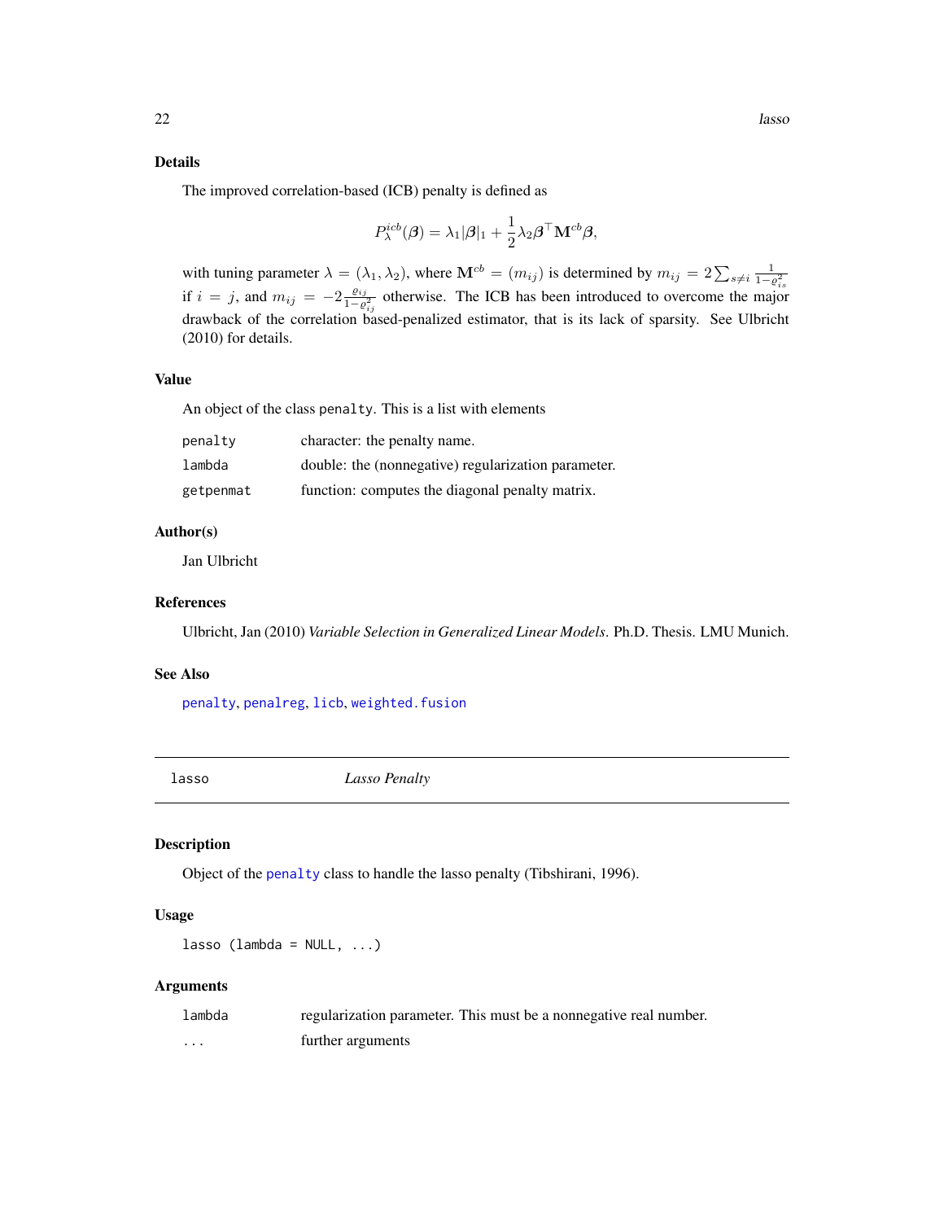### Details

The improved correlation-based (ICB) penalty is defined as

$$P_\lambda^{icb}(\boldsymbol{\beta}) = \lambda_1 |\boldsymbol{\beta}|_1 + \frac{1}{2}\lambda_2 \boldsymbol{\beta}^\top \mathbf{M}^{cb} \boldsymbol{\beta},$$

with tuning parameter $\lambda = (\lambda_1, \lambda_2)$, where $\mathbf{M}^{cb} = (m_{ij})$ is determined by $m_{ij} = 2\sum_{s \neq i} \frac{1}{1-\varrho_{is}^2}$ if $i = j$, and $m_{ij} = -2\frac{\varrho_{ij}}{1-\varrho_{ij}^2}$ otherwise. The ICB has been introduced to overcome the major drawback of the correlation based-penalized estimator, that is its lack of sparsity. See Ulbricht (2010) for details.

### Value

An object of the class `penalty`. This is a list with elements

| | |
|---|---|
| `penalty` | character: the penalty name. |
| `lambda` | double: the (nonnegative) regularization parameter. |
| `getpenmat` | function: computes the diagonal penalty matrix. |

### Author(s)

Jan Ulbricht

### References

Ulbricht, Jan (2010) *Variable Selection in Generalized Linear Models*. Ph.D. Thesis. LMU Munich.

### See Also

penalty, penalreg, licb, weighted.fusion

---

## lasso — *Lasso Penalty*

### Description

Object of the penalty class to handle the lasso penalty (Tibshirani, 1996).

### Usage

```
lasso (lambda = NULL, ...)
```

### Arguments

| | |
|---|---|
| `lambda` | regularization parameter. This must be a nonnegative real number. |
| `...` | further arguments |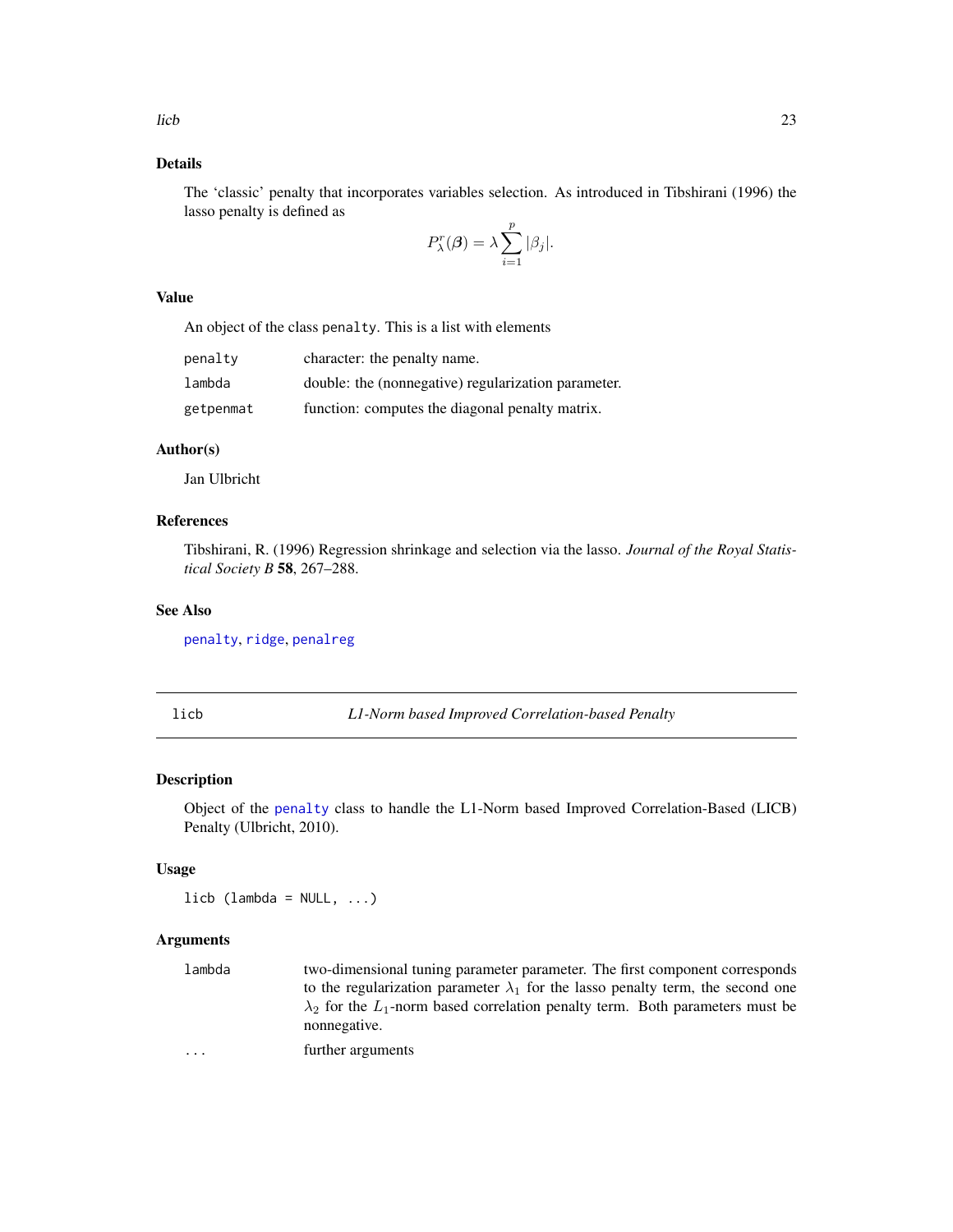## Details

The 'classic' penalty that incorporates variables selection. As introduced in Tibshirani (1996) the lasso penalty is defined as

$$P_{\lambda}^{r}(\boldsymbol{\beta}) = \lambda \sum_{i=1}^{p} |\beta_j|.$$

## Value

An object of the class `penalty`. This is a list with elements

| | |
|---|---|
| `penalty` | character: the penalty name. |
| `lambda` | double: the (nonnegative) regularization parameter. |
| `getpenmat` | function: computes the diagonal penalty matrix. |

## Author(s)

Jan Ulbricht

## References

Tibshirani, R. (1996) Regression shrinkage and selection via the lasso. *Journal of the Royal Statistical Society B* **58**, 267–288.

## See Also

`penalty`, `ridge`, `penalreg`

---

# licb — *L1-Norm based Improved Correlation-based Penalty*

## Description

Object of the `penalty` class to handle the L1-Norm based Improved Correlation-Based (LICB) Penalty (Ulbricht, 2010).

## Usage

```
licb (lambda = NULL, ...)
```

## Arguments

| | |
|---|---|
| `lambda` | two-dimensional tuning parameter parameter. The first component corresponds to the regularization parameter $\lambda_1$ for the lasso penalty term, the second one $\lambda_2$ for the $L_1$-norm based correlation penalty term. Both parameters must be nonnegative. |
| `...` | further arguments |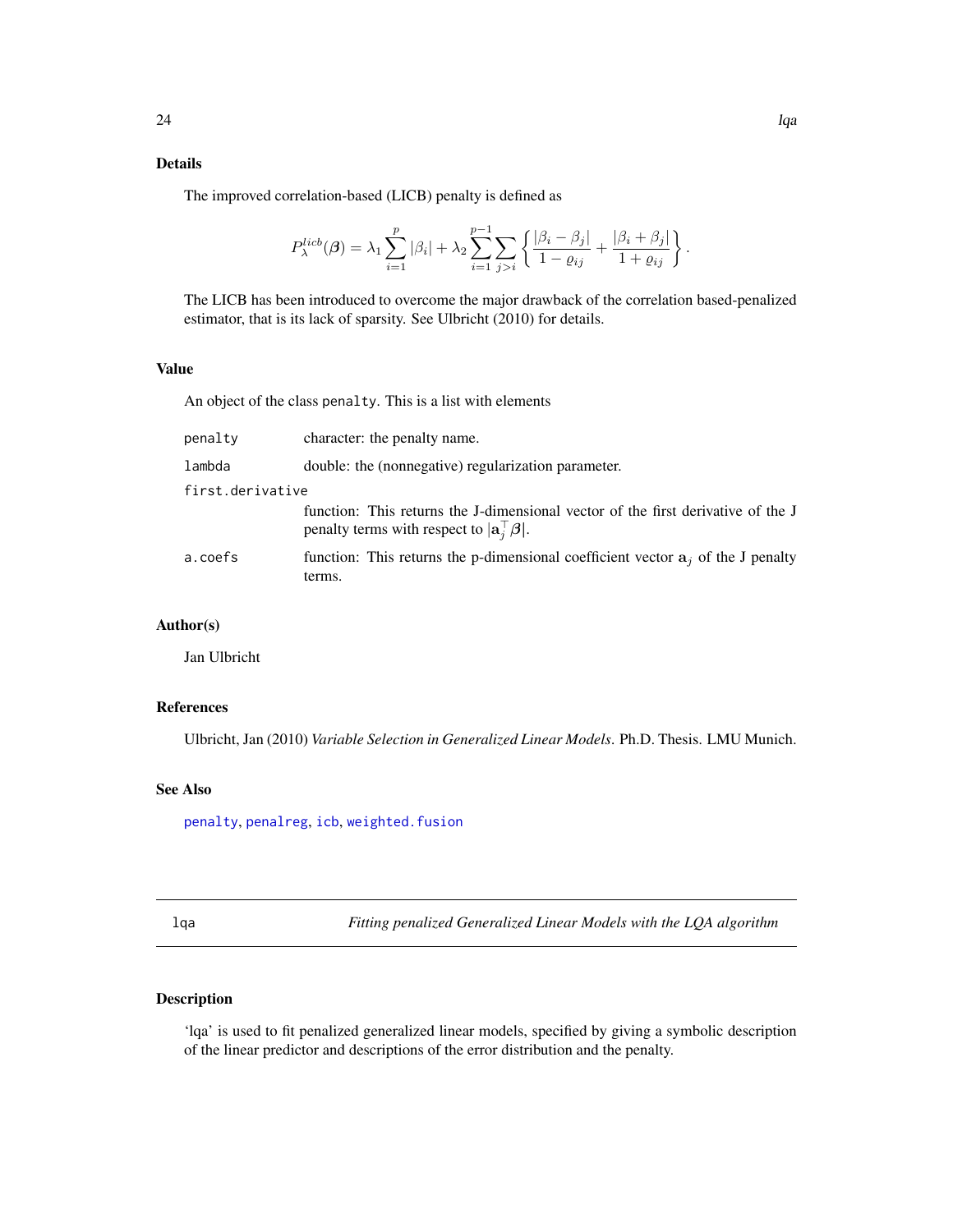### Details

The improved correlation-based (LICB) penalty is defined as

$$P_\lambda^{licb}(\boldsymbol{\beta}) = \lambda_1 \sum_{i=1}^{p} |\beta_i| + \lambda_2 \sum_{i=1}^{p-1} \sum_{j>i} \left\{ \frac{|\beta_i - \beta_j|}{1 - \varrho_{ij}} + \frac{|\beta_i + \beta_j|}{1 + \varrho_{ij}} \right\}.$$

The LICB has been introduced to overcome the major drawback of the correlation based-penalized estimator, that is its lack of sparsity. See Ulbricht (2010) for details.

### Value

An object of the class `penalty`. This is a list with elements

- `penalty`: character: the penalty name.
- `lambda`: double: the (nonnegative) regularization parameter.
- `first.derivative`: function: This returns the J-dimensional vector of the first derivative of the J penalty terms with respect to $|\mathbf{a}_j^\top \boldsymbol{\beta}|$.
- `a.coefs`: function: This returns the p-dimensional coefficient vector $\mathbf{a}_j$ of the J penalty terms.

### Author(s)

Jan Ulbricht

### References

Ulbricht, Jan (2010) *Variable Selection in Generalized Linear Models*. Ph.D. Thesis. LMU Munich.

### See Also

`penalty`, `penalreg`, `icb`, `weighted.fusion`

---

## lqa — *Fitting penalized Generalized Linear Models with the LQA algorithm*

### Description

'lqa' is used to fit penalized generalized linear models, specified by giving a symbolic description of the linear predictor and descriptions of the error distribution and the penalty.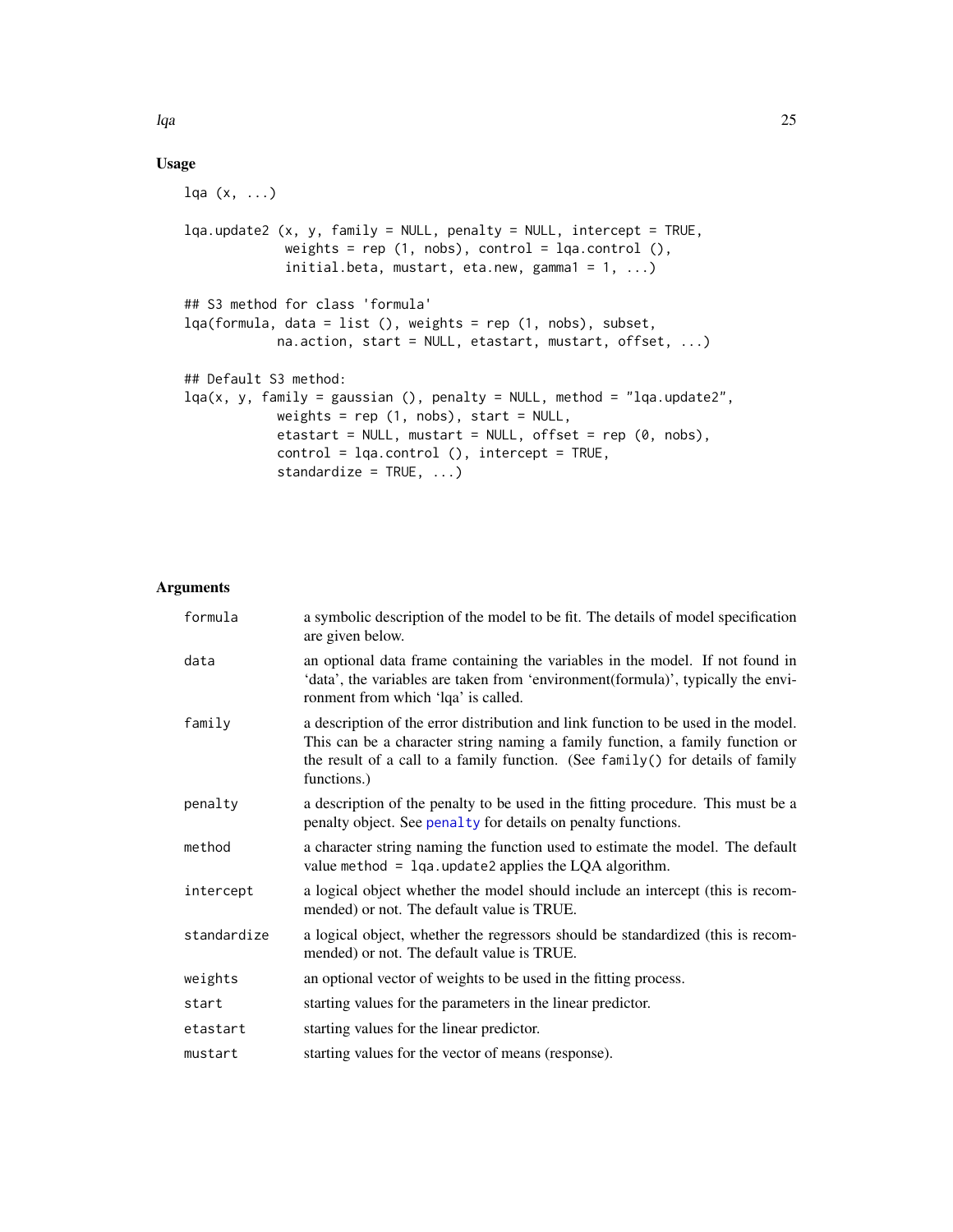## Usage

```
lqa (x, ...)

lqa.update2 (x, y, family = NULL, penalty = NULL, intercept = TRUE,
             weights = rep (1, nobs), control = lqa.control (),
             initial.beta, mustart, eta.new, gamma1 = 1, ...)

## S3 method for class 'formula'
lqa(formula, data = list (), weights = rep (1, nobs), subset,
            na.action, start = NULL, etastart, mustart, offset, ...)

## Default S3 method:
lqa(x, y, family = gaussian (), penalty = NULL, method = "lqa.update2",
            weights = rep (1, nobs), start = NULL,
            etastart = NULL, mustart = NULL, offset = rep (0, nobs),
            control = lqa.control (), intercept = TRUE,
            standardize = TRUE, ...)
```

## Arguments

| | |
|---|---|
| formula | a symbolic description of the model to be fit. The details of model specification are given below. |
| data | an optional data frame containing the variables in the model. If not found in 'data', the variables are taken from 'environment(formula)', typically the environment from which 'lqa' is called. |
| family | a description of the error distribution and link function to be used in the model. This can be a character string naming a family function, a family function or the result of a call to a family function. (See family() for details of family functions.) |
| penalty | a description of the penalty to be used in the fitting procedure. This must be a penalty object. See penalty for details on penalty functions. |
| method | a character string naming the function used to estimate the model. The default value method = lqa.update2 applies the LQA algorithm. |
| intercept | a logical object whether the model should include an intercept (this is recommended) or not. The default value is TRUE. |
| standardize | a logical object, whether the regressors should be standardized (this is recommended) or not. The default value is TRUE. |
| weights | an optional vector of weights to be used in the fitting process. |
| start | starting values for the parameters in the linear predictor. |
| etastart | starting values for the linear predictor. |
| mustart | starting values for the vector of means (response). |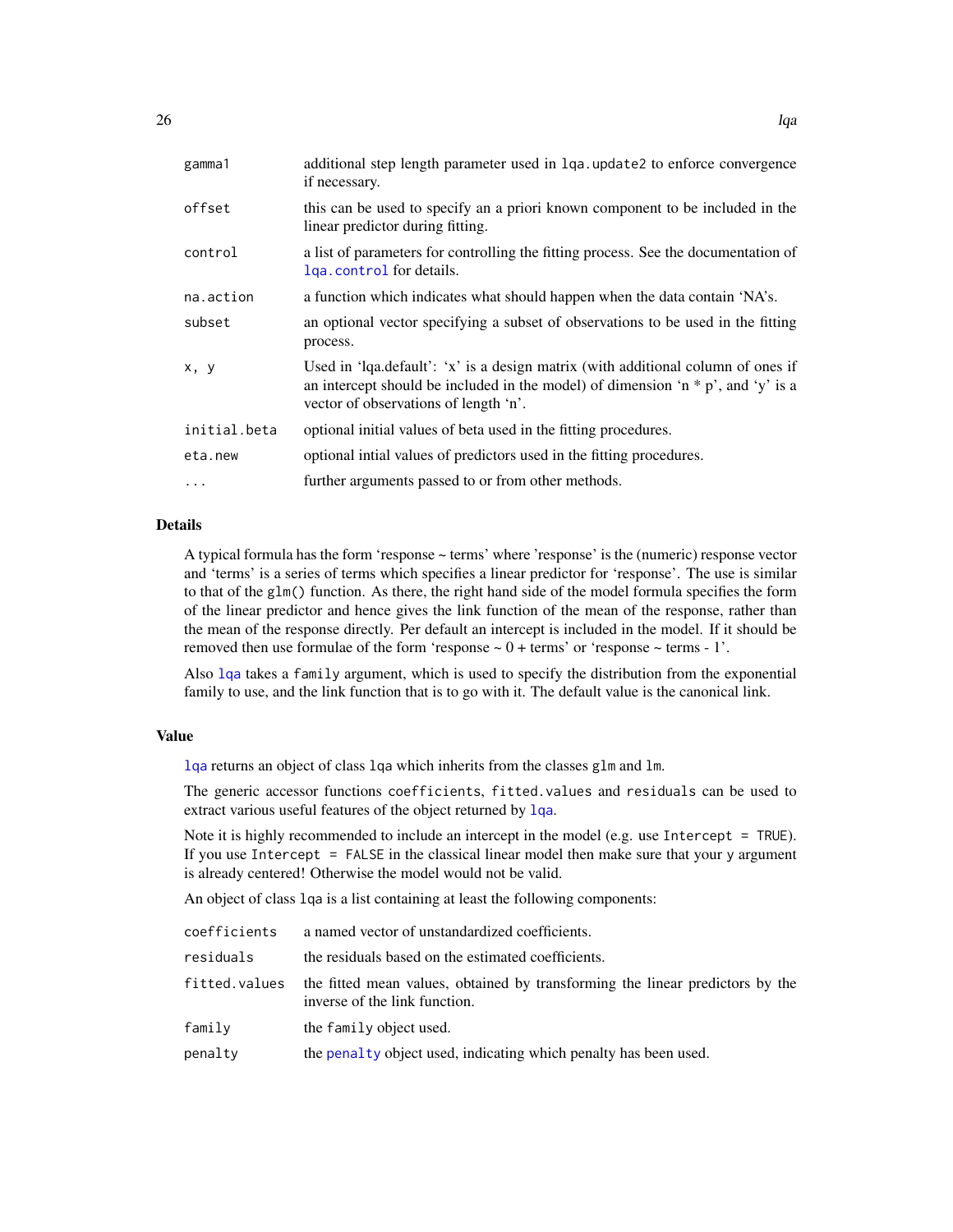| | |
|---|---|
| `gamma1` | additional step length parameter used in `lqa.update2` to enforce convergence if necessary. |
| `offset` | this can be used to specify an a priori known component to be included in the linear predictor during fitting. |
| `control` | a list of parameters for controlling the fitting process. See the documentation of `lqa.control` for details. |
| `na.action` | a function which indicates what should happen when the data contain 'NA's. |
| `subset` | an optional vector specifying a subset of observations to be used in the fitting process. |
| `x, y` | Used in 'lqa.default': 'x' is a design matrix (with additional column of ones if an intercept should be included in the model) of dimension 'n * p', and 'y' is a vector of observations of length 'n'. |
| `initial.beta` | optional initial values of beta used in the fitting procedures. |
| `eta.new` | optional intial values of predictors used in the fitting procedures. |
| `...` | further arguments passed to or from other methods. |

## Details

A typical formula has the form 'response ~ terms' where 'response' is the (numeric) response vector and 'terms' is a series of terms which specifies a linear predictor for 'response'. The use is similar to that of the `glm()` function. As there, the right hand side of the model formula specifies the form of the linear predictor and hence gives the link function of the mean of the response, rather than the mean of the response directly. Per default an intercept is included in the model. If it should be removed then use formulae of the form 'response ~ 0 + terms' or 'response ~ terms - 1'.

Also `lqa` takes a `family` argument, which is used to specify the distribution from the exponential family to use, and the link function that is to go with it. The default value is the canonical link.

## Value

`lqa` returns an object of class `lqa` which inherits from the classes `glm` and `lm`.

The generic accessor functions `coefficients`, `fitted.values` and `residuals` can be used to extract various useful features of the object returned by `lqa`.

Note it is highly recommended to include an intercept in the model (e.g. use `Intercept = TRUE`). If you use `Intercept = FALSE` in the classical linear model then make sure that your `y` argument is already centered! Otherwise the model would not be valid.

An object of class `lqa` is a list containing at least the following components:

| | |
|---|---|
| `coefficients` | a named vector of unstandardized coefficients. |
| `residuals` | the residuals based on the estimated coefficients. |
| `fitted.values` | the fitted mean values, obtained by transforming the linear predictors by the inverse of the link function. |
| `family` | the `family` object used. |
| `penalty` | the `penalty` object used, indicating which penalty has been used. |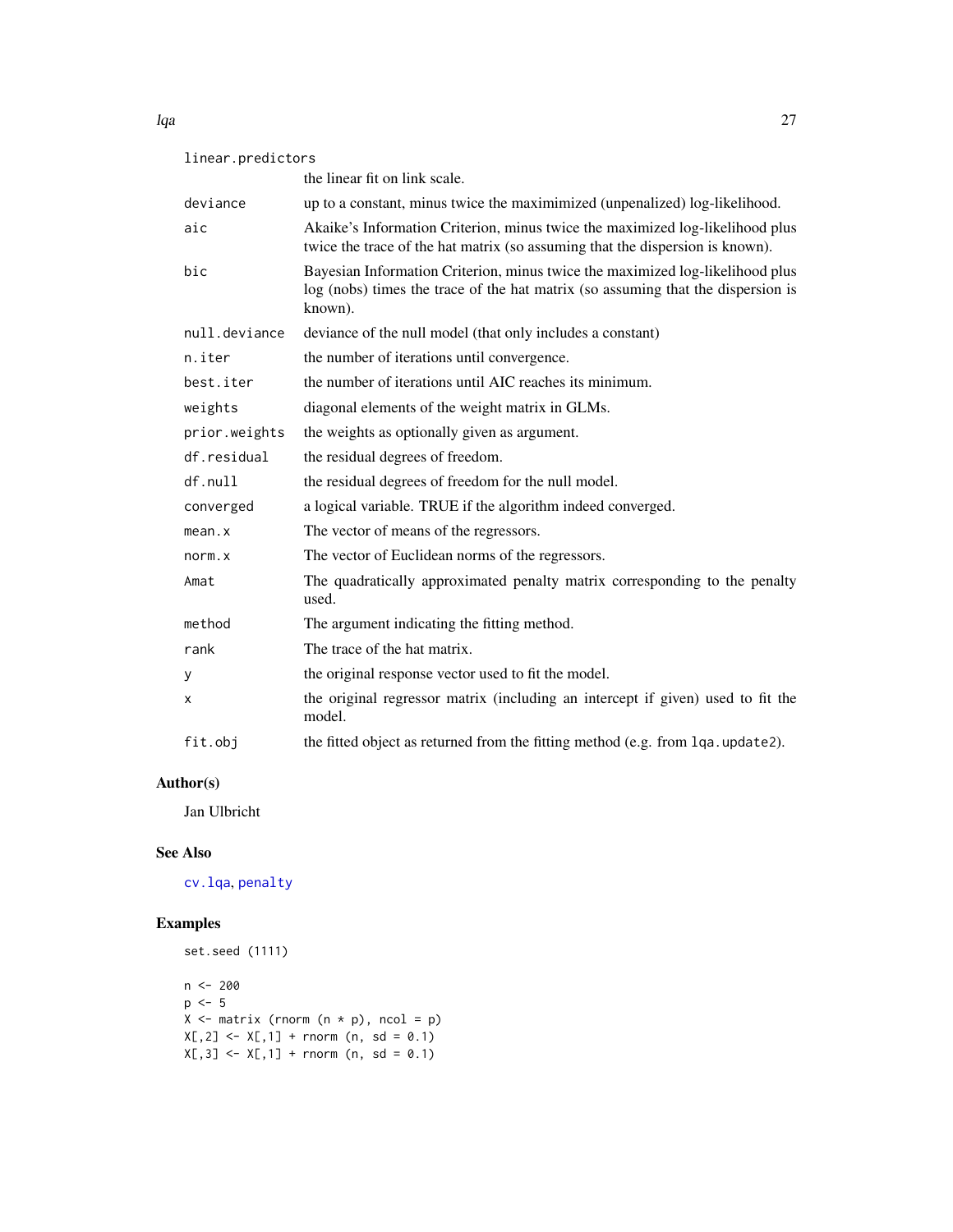| | |
|---|---|
| linear.predictors | the linear fit on link scale. |
| deviance | up to a constant, minus twice the maximimized (unpenalized) log-likelihood. |
| aic | Akaike's Information Criterion, minus twice the maximized log-likelihood plus twice the trace of the hat matrix (so assuming that the dispersion is known). |
| bic | Bayesian Information Criterion, minus twice the maximized log-likelihood plus log (nobs) times the trace of the hat matrix (so assuming that the dispersion is known). |
| null.deviance | deviance of the null model (that only includes a constant) |
| n.iter | the number of iterations until convergence. |
| best.iter | the number of iterations until AIC reaches its minimum. |
| weights | diagonal elements of the weight matrix in GLMs. |
| prior.weights | the weights as optionally given as argument. |
| df.residual | the residual degrees of freedom. |
| df.null | the residual degrees of freedom for the null model. |
| converged | a logical variable. TRUE if the algorithm indeed converged. |
| mean.x | The vector of means of the regressors. |
| norm.x | The vector of Euclidean norms of the regressors. |
| Amat | The quadratically approximated penalty matrix corresponding to the penalty used. |
| method | The argument indicating the fitting method. |
| rank | The trace of the hat matrix. |
| y | the original response vector used to fit the model. |
| x | the original regressor matrix (including an intercept if given) used to fit the model. |
| fit.obj | the fitted object as returned from the fitting method (e.g. from lqa.update2). |

## Author(s)

Jan Ulbricht

## See Also

cv.lqa, penalty

## Examples

```
set.seed (1111)

n <- 200
p <- 5
X <- matrix (rnorm (n * p), ncol = p)
X[,2] <- X[,1] + rnorm (n, sd = 0.1)
X[,3] <- X[,1] + rnorm (n, sd = 0.1)
```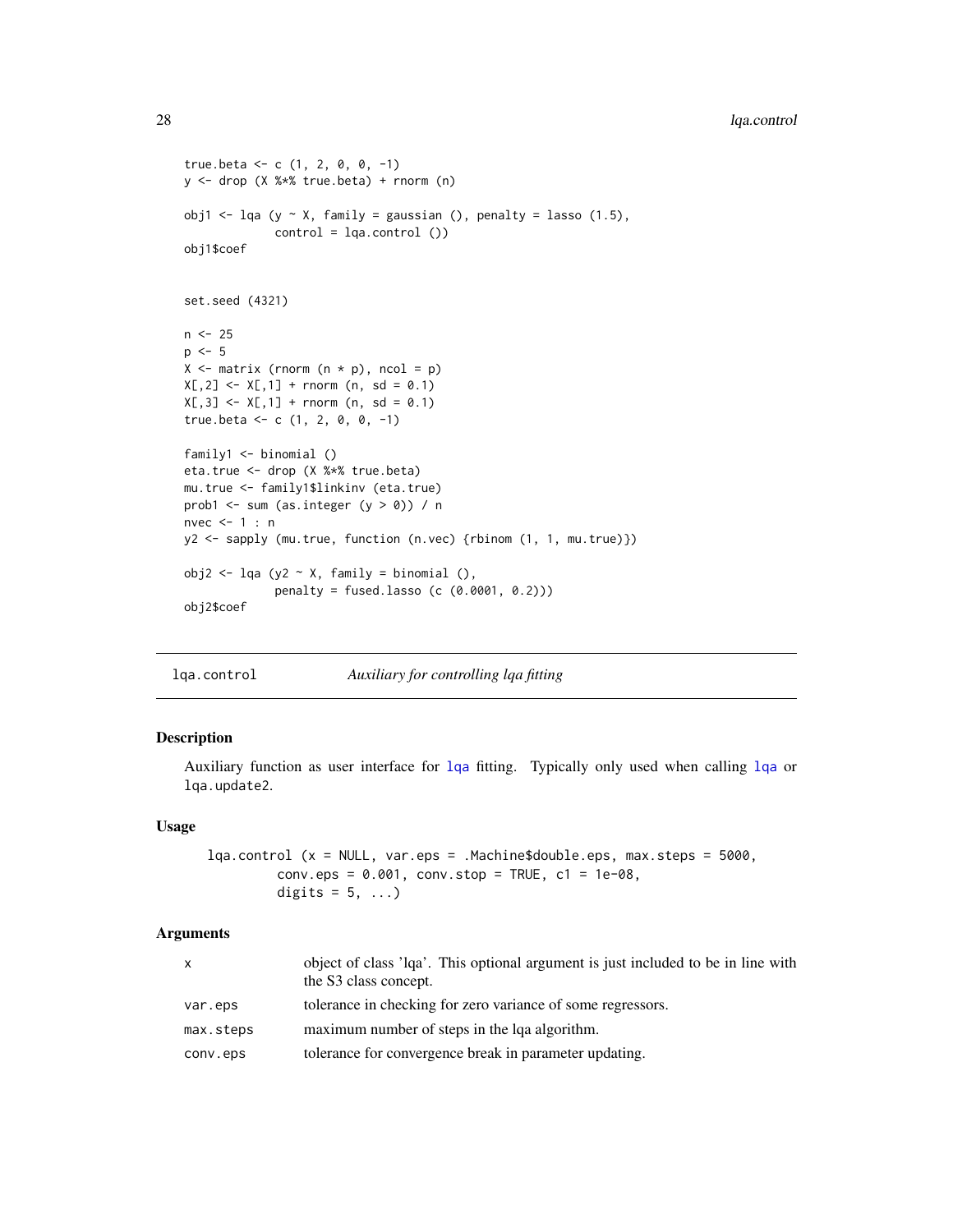```
true.beta <- c (1, 2, 0, 0, -1)
y <- drop (X %*% true.beta) + rnorm (n)

obj1 <- lqa (y ~ X, family = gaussian (), penalty = lasso (1.5),
             control = lqa.control ())
obj1$coef


set.seed (4321)

n <- 25
p <- 5
X <- matrix (rnorm (n * p), ncol = p)
X[,2] <- X[,1] + rnorm (n, sd = 0.1)
X[,3] <- X[,1] + rnorm (n, sd = 0.1)
true.beta <- c (1, 2, 0, 0, -1)

family1 <- binomial ()
eta.true <- drop (X %*% true.beta)
mu.true <- family1$linkinv (eta.true)
prob1 <- sum (as.integer (y > 0)) / n
nvec <- 1 : n
y2 <- sapply (mu.true, function (n.vec) {rbinom (1, 1, mu.true)})

obj2 <- lqa (y2 ~ X, family = binomial (),
             penalty = fused.lasso (c (0.0001, 0.2)))
obj2$coef
```

# lqa.control — *Auxiliary for controlling lqa fitting*

## Description

Auxiliary function as user interface for lqa fitting. Typically only used when calling lqa or lqa.update2.

## Usage

```
lqa.control (x = NULL, var.eps = .Machine$double.eps, max.steps = 5000,
          conv.eps = 0.001, conv.stop = TRUE, c1 = 1e-08,
          digits = 5, ...)
```

## Arguments

| | |
|---|---|
| x | object of class 'lqa'. This optional argument is just included to be in line with the S3 class concept. |
| var.eps | tolerance in checking for zero variance of some regressors. |
| max.steps | maximum number of steps in the lqa algorithm. |
| conv.eps | tolerance for convergence break in parameter updating. |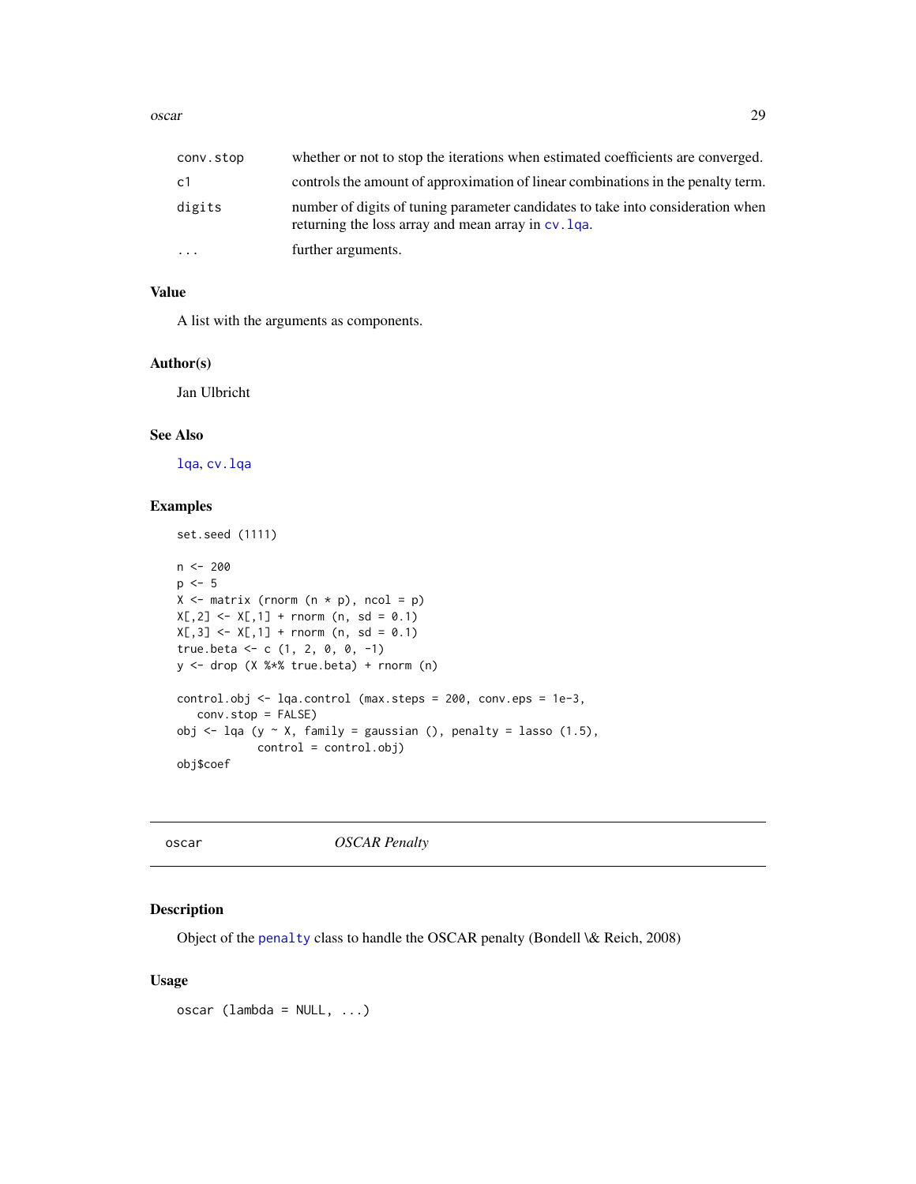| | |
|---|---|
| conv.stop | whether or not to stop the iterations when estimated coefficients are converged. |
| c1 | controls the amount of approximation of linear combinations in the penalty term. |
| digits | number of digits of tuning parameter candidates to take into consideration when returning the loss array and mean array in cv.lqa. |
| ... | further arguments. |

## Value

A list with the arguments as components.

## Author(s)

Jan Ulbricht

## See Also

lqa, cv.lqa

## Examples

```
set.seed (1111)

n <- 200
p <- 5
X <- matrix (rnorm (n * p), ncol = p)
X[,2] <- X[,1] + rnorm (n, sd = 0.1)
X[,3] <- X[,1] + rnorm (n, sd = 0.1)
true.beta <- c (1, 2, 0, 0, -1)
y <- drop (X %*% true.beta) + rnorm (n)

control.obj <- lqa.control (max.steps = 200, conv.eps = 1e-3,
   conv.stop = FALSE)
obj <- lqa (y ~ X, family = gaussian (), penalty = lasso (1.5),
            control = control.obj)
obj$coef
```

---

# oscar *OSCAR Penalty*

---

## Description

Object of the penalty class to handle the OSCAR penalty (Bondell \& Reich, 2008)

## Usage

```
oscar (lambda = NULL, ...)
```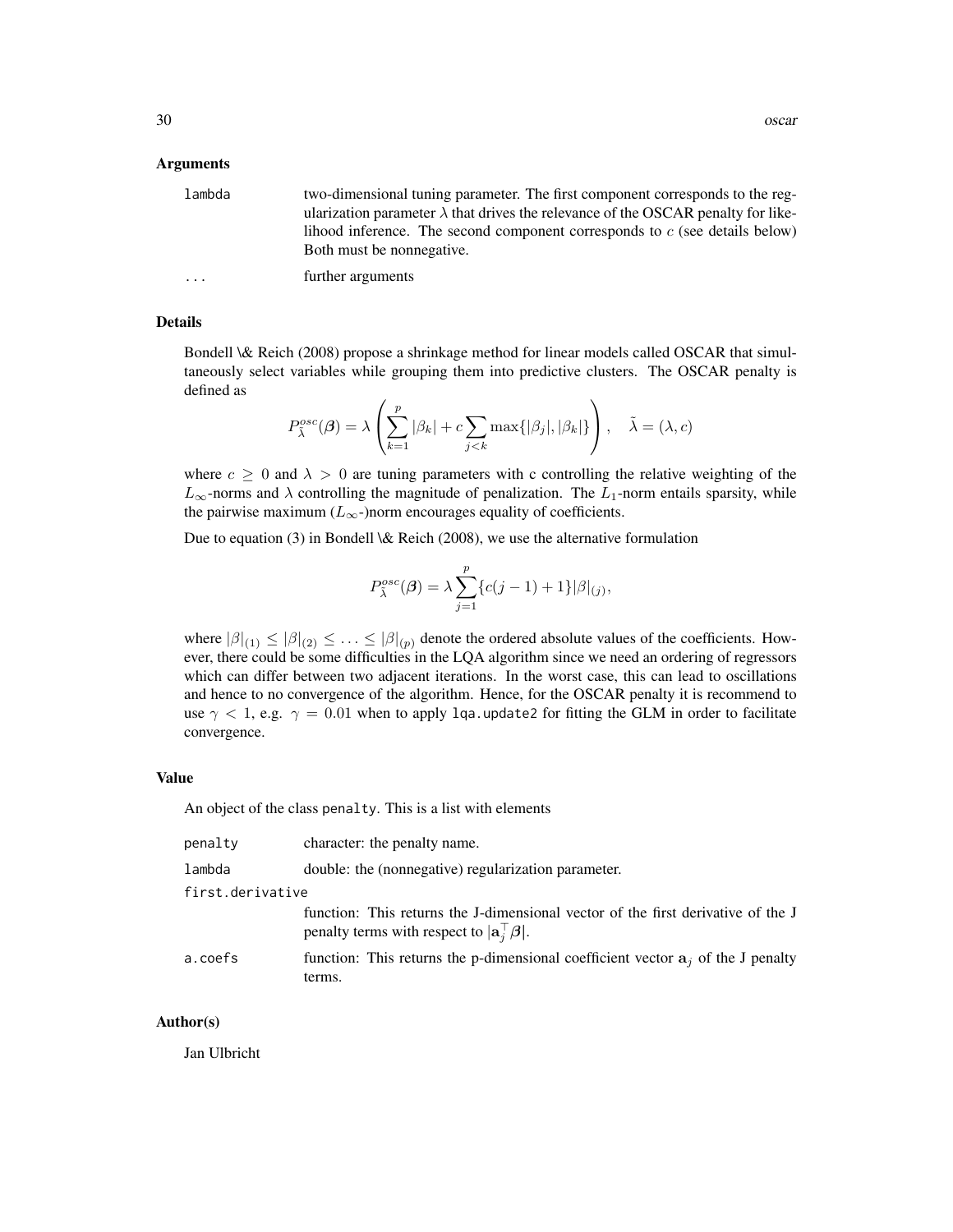## Arguments

| | |
|---|---|
| `lambda` | two-dimensional tuning parameter. The first component corresponds to the regularization parameter $\lambda$ that drives the relevance of the OSCAR penalty for likelihood inference. The second component corresponds to $c$ (see details below) Both must be nonnegative. |
| `...` | further arguments |

## Details

Bondell \& Reich (2008) propose a shrinkage method for linear models called OSCAR that simultaneously select variables while grouping them into predictive clusters. The OSCAR penalty is defined as

$$P_{\tilde{\lambda}}^{osc}(\boldsymbol{\beta}) = \lambda \left( \sum_{k=1}^{p} |\beta_k| + c \sum_{j<k} \max\{|\beta_j|, |\beta_k|\} \right), \quad \tilde{\lambda} = (\lambda, c)$$

where $c \geq 0$ and $\lambda > 0$ are tuning parameters with c controlling the relative weighting of the $L_\infty$-norms and $\lambda$ controlling the magnitude of penalization. The $L_1$-norm entails sparsity, while the pairwise maximum ($L_\infty$-)norm encourages equality of coefficients.

Due to equation (3) in Bondell \& Reich (2008), we use the alternative formulation

$$P_{\tilde{\lambda}}^{osc}(\boldsymbol{\beta}) = \lambda \sum_{j=1}^{p} \{c(j-1)+1\} |\beta|_{(j)},$$

where $|\beta|_{(1)} \leq |\beta|_{(2)} \leq \ldots \leq |\beta|_{(p)}$ denote the ordered absolute values of the coefficients. However, there could be some difficulties in the LQA algorithm since we need an ordering of regressors which can differ between two adjacent iterations. In the worst case, this can lead to oscillations and hence to no convergence of the algorithm. Hence, for the OSCAR penalty it is recommend to use $\gamma < 1$, e.g. $\gamma = 0.01$ when to apply `lqa.update2` for fitting the GLM in order to facilitate convergence.

## Value

An object of the class `penalty`. This is a list with elements

| | |
|---|---|
| `penalty` | character: the penalty name. |
| `lambda` | double: the (nonnegative) regularization parameter. |
| `first.derivative` | function: This returns the J-dimensional vector of the first derivative of the J penalty terms with respect to $|\mathbf{a}_j^\top \boldsymbol{\beta}|$. |
| `a.coefs` | function: This returns the p-dimensional coefficient vector $\mathbf{a}_j$ of the J penalty terms. |

## Author(s)

Jan Ulbricht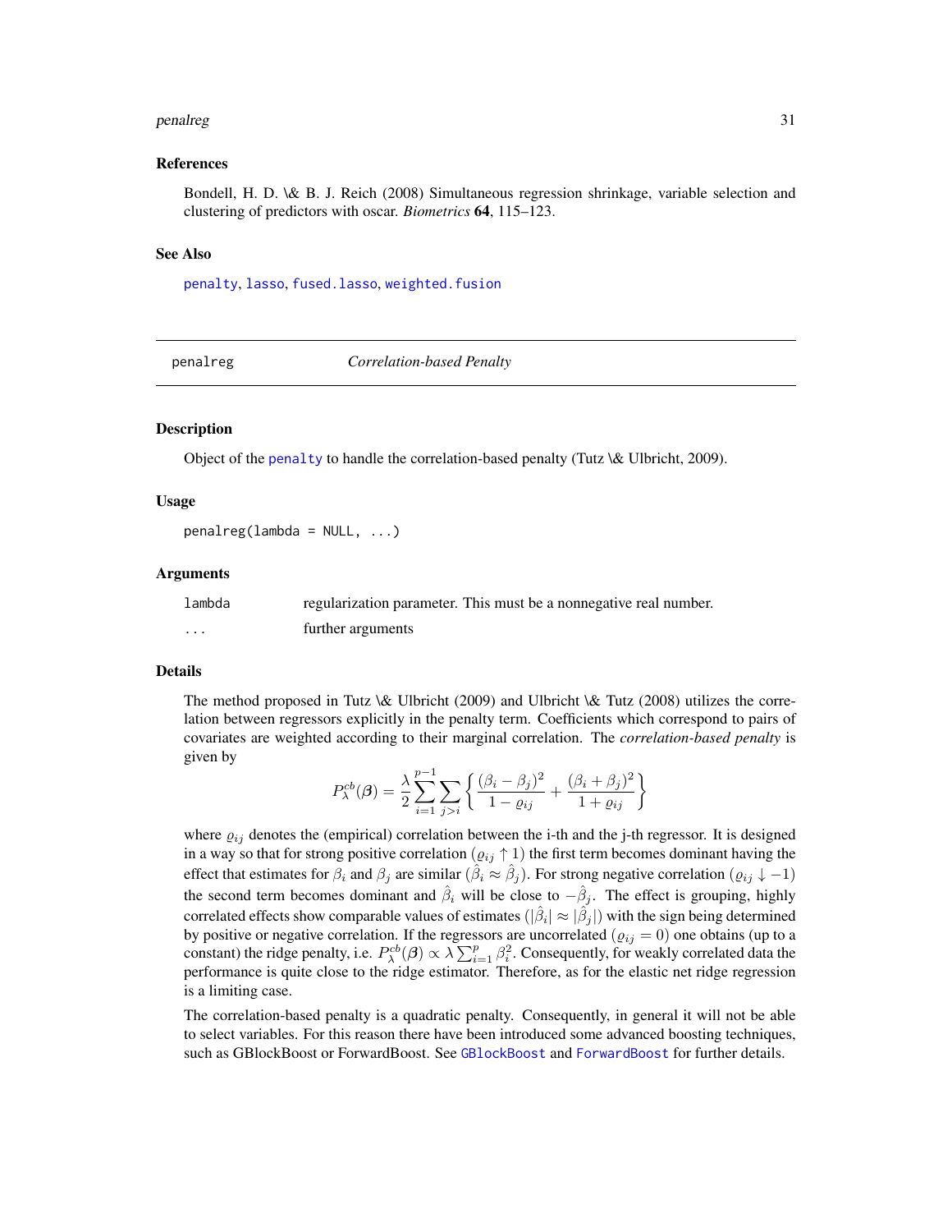### References

Bondell, H. D. \& B. J. Reich (2008) Simultaneous regression shrinkage, variable selection and clustering of predictors with oscar. *Biometrics* **64**, 115–123.

### See Also

penalty, lasso, fused.lasso, weighted.fusion

---

## penalreg *Correlation-based Penalty*

---

### Description

Object of the penalty to handle the correlation-based penalty (Tutz \& Ulbricht, 2009).

### Usage

```
penalreg(lambda = NULL, ...)
```

### Arguments

| | |
|---|---|
| lambda | regularization parameter. This must be a nonnegative real number. |
| ... | further arguments |

### Details

The method proposed in Tutz \& Ulbricht (2009) and Ulbricht \& Tutz (2008) utilizes the correlation between regressors explicitly in the penalty term. Coefficients which correspond to pairs of covariates are weighted according to their marginal correlation. The *correlation-based penalty* is given by

$$P_\lambda^{cb}(\boldsymbol{\beta}) = \frac{\lambda}{2}\sum_{i=1}^{p-1}\sum_{j>i}\left\{\frac{(\beta_i-\beta_j)^2}{1-\varrho_{ij}}+\frac{(\beta_i+\beta_j)^2}{1+\varrho_{ij}}\right\}$$

where $\varrho_{ij}$ denotes the (empirical) correlation between the i-th and the j-th regressor. It is designed in a way so that for strong positive correlation ($\varrho_{ij} \uparrow 1$) the first term becomes dominant having the effect that estimates for $\beta_i$ and $\beta_j$ are similar ($\hat{\beta}_i \approx \hat{\beta}_j$). For strong negative correlation ($\varrho_{ij} \downarrow -1$) the second term becomes dominant and $\hat{\beta}_i$ will be close to $-\hat{\beta}_j$. The effect is grouping, highly correlated effects show comparable values of estimates ($|\hat{\beta}_i| \approx |\hat{\beta}_j|$) with the sign being determined by positive or negative correlation. If the regressors are uncorrelated ($\varrho_{ij} = 0$) one obtains (up to a constant) the ridge penalty, i.e. $P_\lambda^{cb}(\boldsymbol{\beta}) \propto \lambda\sum_{i=1}^{p}\beta_i^2$. Consequently, for weakly correlated data the performance is quite close to the ridge estimator. Therefore, as for the elastic net ridge regression is a limiting case.

The correlation-based penalty is a quadratic penalty. Consequently, in general it will not be able to select variables. For this reason there have been introduced some advanced boosting techniques, such as GBlockBoost or ForwardBoost. See GBlockBoost and ForwardBoost for further details.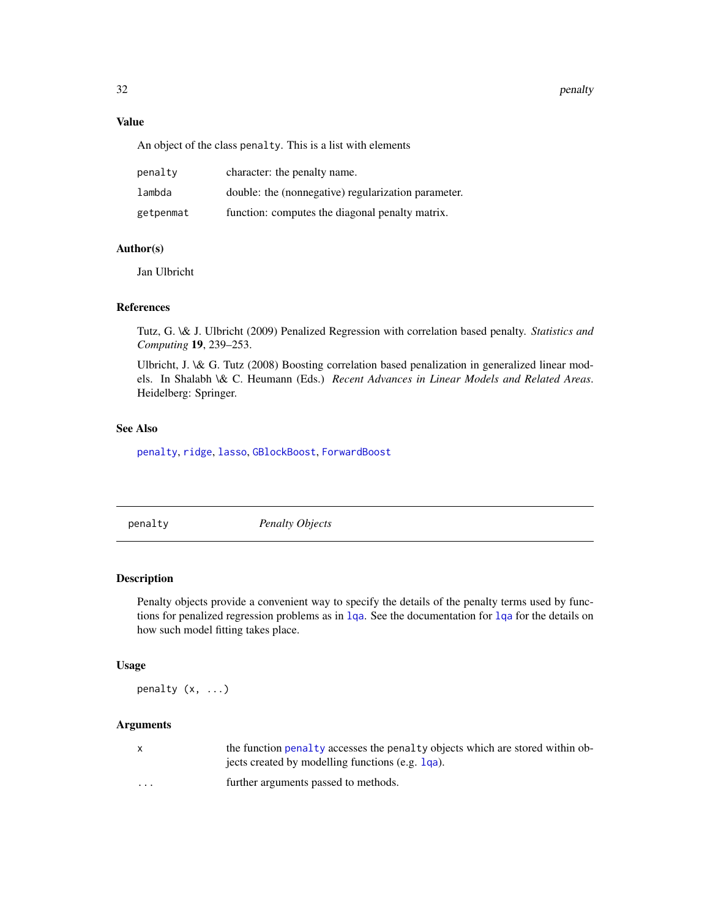### Value

An object of the class `penalty`. This is a list with elements

| | |
|---|---|
| `penalty` | character: the penalty name. |
| `lambda` | double: the (nonnegative) regularization parameter. |
| `getpenmat` | function: computes the diagonal penalty matrix. |

### Author(s)

Jan Ulbricht

### References

Tutz, G. \& J. Ulbricht (2009) Penalized Regression with correlation based penalty. *Statistics and Computing* **19**, 239–253.

Ulbricht, J. \& G. Tutz (2008) Boosting correlation based penalization in generalized linear models. In Shalabh \& C. Heumann (Eds.) *Recent Advances in Linear Models and Related Areas*. Heidelberg: Springer.

### See Also

`penalty`, `ridge`, `lasso`, `GBlockBoost`, `ForwardBoost`

---

## penalty — *Penalty Objects*

---

### Description

Penalty objects provide a convenient way to specify the details of the penalty terms used by functions for penalized regression problems as in `lqa`. See the documentation for `lqa` for the details on how such model fitting takes place.

### Usage

```
penalty (x, ...)
```

### Arguments

| | |
|---|---|
| `x` | the function `penalty` accesses the `penalty` objects which are stored within objects created by modelling functions (e.g. `lqa`). |
| `...` | further arguments passed to methods. |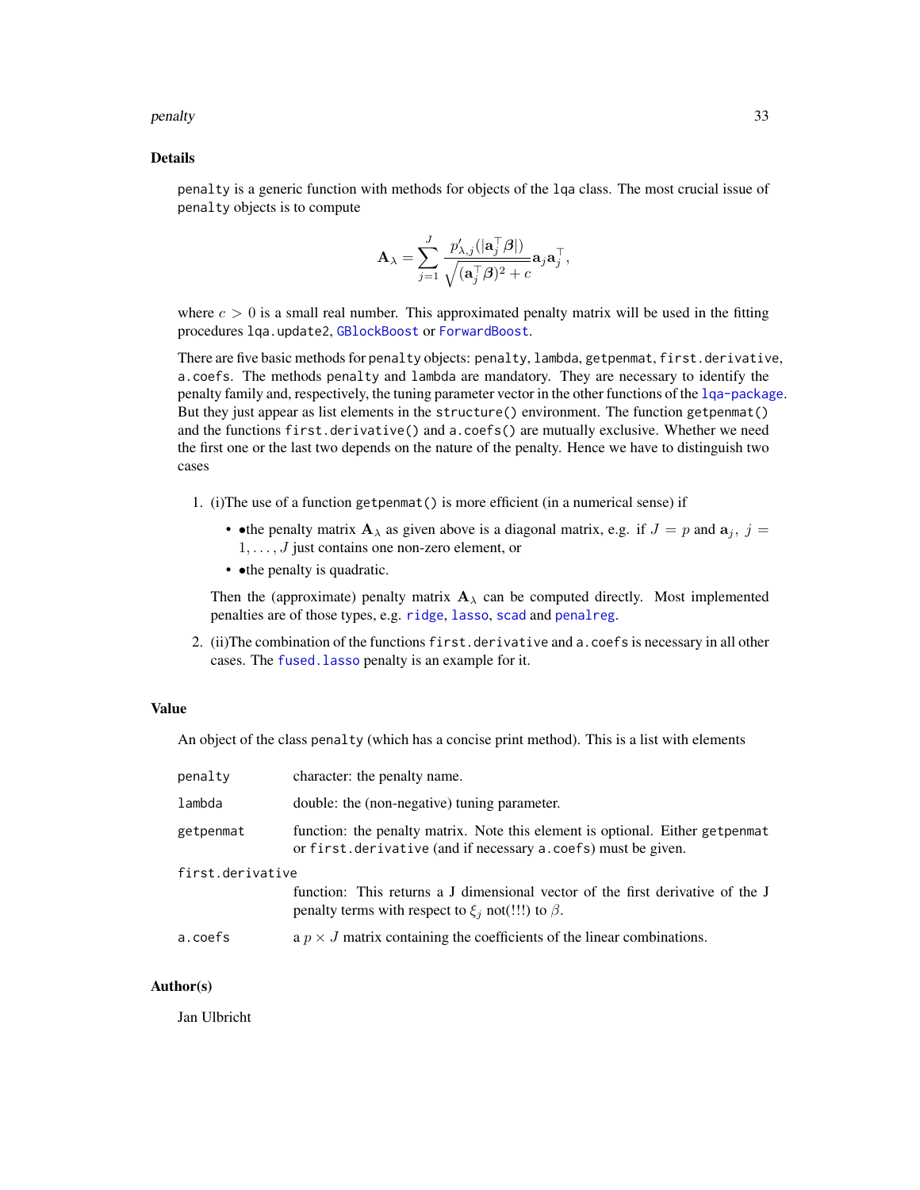## Details

`penalty` is a generic function with methods for objects of the `lqa` class. The most crucial issue of `penalty` objects is to compute

$$\mathbf{A}_\lambda = \sum_{j=1}^{J} \frac{p'_{\lambda,j}(|\mathbf{a}_j^\top \boldsymbol{\beta}|)}{\sqrt{(\mathbf{a}_j^\top \boldsymbol{\beta})^2 + c}} \mathbf{a}_j \mathbf{a}_j^\top,$$

where $c > 0$ is a small real number. This approximated penalty matrix will be used in the fitting procedures `lqa.update2`, `GBlockBoost` or `ForwardBoost`.

There are five basic methods for `penalty` objects: `penalty`, `lambda`, `getpenmat`, `first.derivative`, `a.coefs`. The methods `penalty` and `lambda` are mandatory. They are necessary to identify the penalty family and, respectively, the tuning parameter vector in the other functions of the `lqa-package`. But they just appear as list elements in the `structure()` environment. The function `getpenmat()` and the functions `first.derivative()` and `a.coefs()` are mutually exclusive. Whether we need the first one or the last two depends on the nature of the penalty. Hence we have to distinguish two cases

1. (i)The use of a function `getpenmat()` is more efficient (in a numerical sense) if
   - •the penalty matrix $\mathbf{A}_\lambda$ as given above is a diagonal matrix, e.g. if $J = p$ and $\mathbf{a}_j$, $j = 1, \ldots, J$ just contains one non-zero element, or
   - •the penalty is quadratic.

   Then the (approximate) penalty matrix $\mathbf{A}_\lambda$ can be computed directly. Most implemented penalties are of those types, e.g. `ridge`, `lasso`, `scad` and `penalreg`.
2. (ii)The combination of the functions `first.derivative` and `a.coefs` is necessary in all other cases. The `fused.lasso` penalty is an example for it.

## Value

An object of the class `penalty` (which has a concise print method). This is a list with elements

| | |
|---|---|
| `penalty` | character: the penalty name. |
| `lambda` | double: the (non-negative) tuning parameter. |
| `getpenmat` | function: the penalty matrix. Note this element is optional. Either `getpenmat` or `first.derivative` (and if necessary `a.coefs`) must be given. |
| `first.derivative` | function: This returns a J dimensional vector of the first derivative of the J penalty terms with respect to $\xi_j$ not(!!!) to $\beta$. |
| `a.coefs` | a $p \times J$ matrix containing the coefficients of the linear combinations. |

## Author(s)

Jan Ulbricht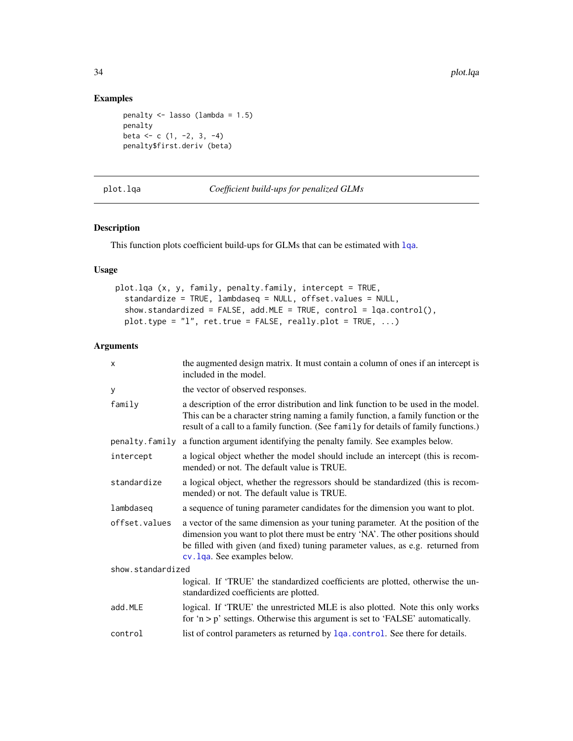## Examples

```
penalty <- lasso (lambda = 1.5)
penalty
beta <- c (1, -2, 3, -4)
penalty$first.deriv (beta)
```

---

plot.lqa *Coefficient build-ups for penalized GLMs*

---

### Description

This function plots coefficient build-ups for GLMs that can be estimated with lqa.

### Usage

```
plot.lqa (x, y, family, penalty.family, intercept = TRUE,
  standardize = TRUE, lambdaseq = NULL, offset.values = NULL,
  show.standardized = FALSE, add.MLE = TRUE, control = lqa.control(),
  plot.type = "l", ret.true = FALSE, really.plot = TRUE, ...)
```

### Arguments

| | |
|---|---|
| x | the augmented design matrix. It must contain a column of ones if an intercept is included in the model. |
| y | the vector of observed responses. |
| family | a description of the error distribution and link function to be used in the model. This can be a character string naming a family function, a family function or the result of a call to a family function. (See `family` for details of family functions.) |
| penalty.family | a function argument identifying the penalty family. See examples below. |
| intercept | a logical object whether the model should include an intercept (this is recommended) or not. The default value is TRUE. |
| standardize | a logical object, whether the regressors should be standardized (this is recommended) or not. The default value is TRUE. |
| lambdaseq | a sequence of tuning parameter candidates for the dimension you want to plot. |
| offset.values | a vector of the same dimension as your tuning parameter. At the position of the dimension you want to plot there must be entry 'NA'. The other positions should be filled with given (and fixed) tuning parameter values, as e.g. returned from cv.lqa. See examples below. |
| show.standardized | logical. If 'TRUE' the standardized coefficients are plotted, otherwise the unstandardized coefficients are plotted. |
| add.MLE | logical. If 'TRUE' the unrestricted MLE is also plotted. Note this only works for 'n > p' settings. Otherwise this argument is set to 'FALSE' automatically. |
| control | list of control parameters as returned by lqa.control. See there for details. |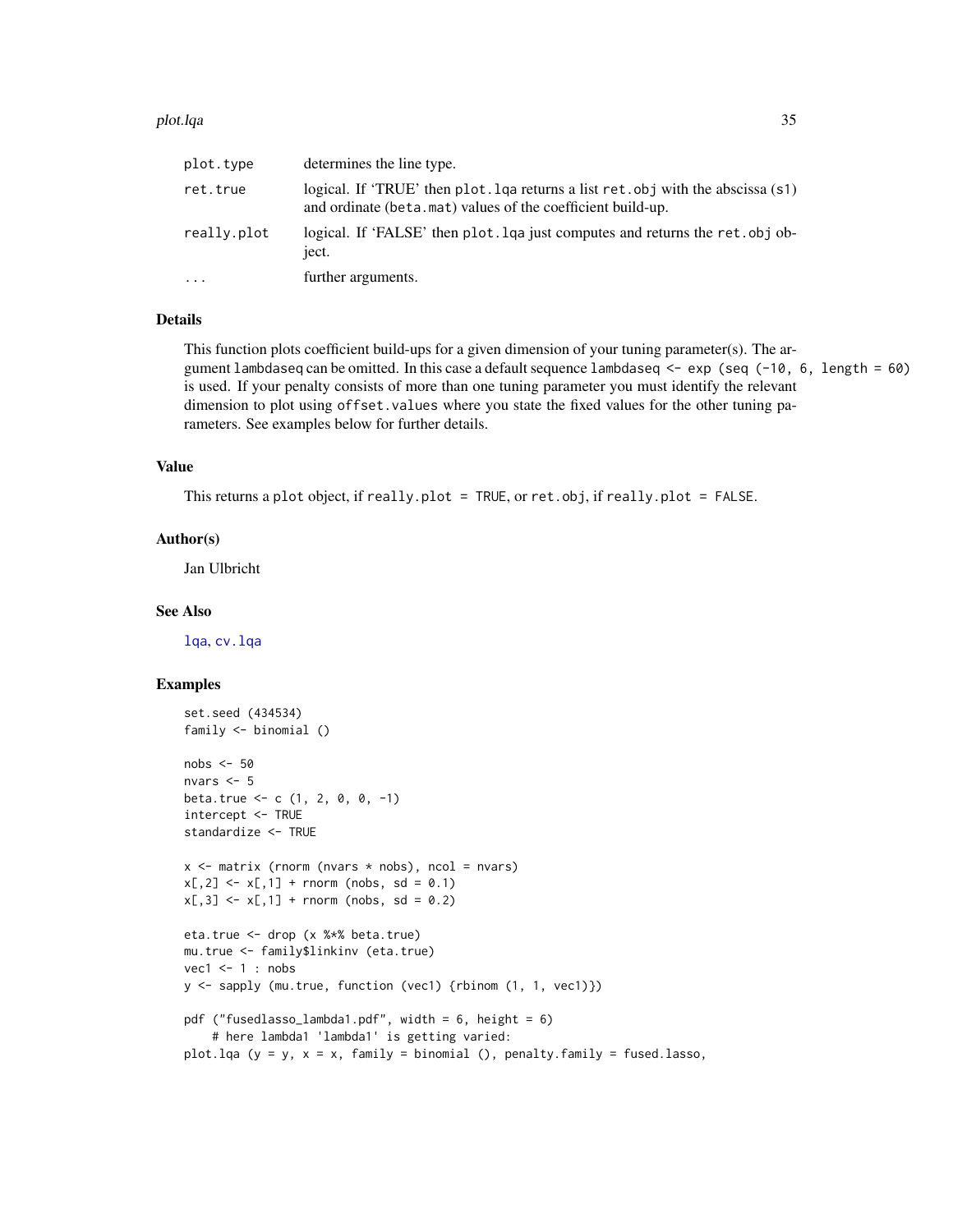| | |
|---|---|
| plot.type | determines the line type. |
| ret.true | logical. If 'TRUE' then plot.lqa returns a list ret.obj with the abscissa (s1) and ordinate (beta.mat) values of the coefficient build-up. |
| really.plot | logical. If 'FALSE' then plot.lqa just computes and returns the ret.obj object. |
| ... | further arguments. |

## Details

This function plots coefficient build-ups for a given dimension of your tuning parameter(s). The argument lambdaseq can be omitted. In this case a default sequence lambdaseq <- exp (seq (-10, 6, length = 60) is used. If your penalty consists of more than one tuning parameter you must identify the relevant dimension to plot using offset.values where you state the fixed values for the other tuning parameters. See examples below for further details.

## Value

This returns a plot object, if really.plot = TRUE, or ret.obj, if really.plot = FALSE.

## Author(s)

Jan Ulbricht

## See Also

lqa, cv.lqa

## Examples

```
set.seed (434534)
family <- binomial ()

nobs <- 50
nvars <- 5
beta.true <- c (1, 2, 0, 0, -1)
intercept <- TRUE
standardize <- TRUE

x <- matrix (rnorm (nvars * nobs), ncol = nvars)
x[,2] <- x[,1] + rnorm (nobs, sd = 0.1)
x[,3] <- x[,1] + rnorm (nobs, sd = 0.2)

eta.true <- drop (x %*% beta.true)
mu.true <- family$linkinv (eta.true)
vec1 <- 1 : nobs
y <- sapply (mu.true, function (vec1) {rbinom (1, 1, vec1)})

pdf ("fusedlasso_lambda1.pdf", width = 6, height = 6)
    # here lambda1 'lambda1' is getting varied:
plot.lqa (y = y, x = x, family = binomial (), penalty.family = fused.lasso,
```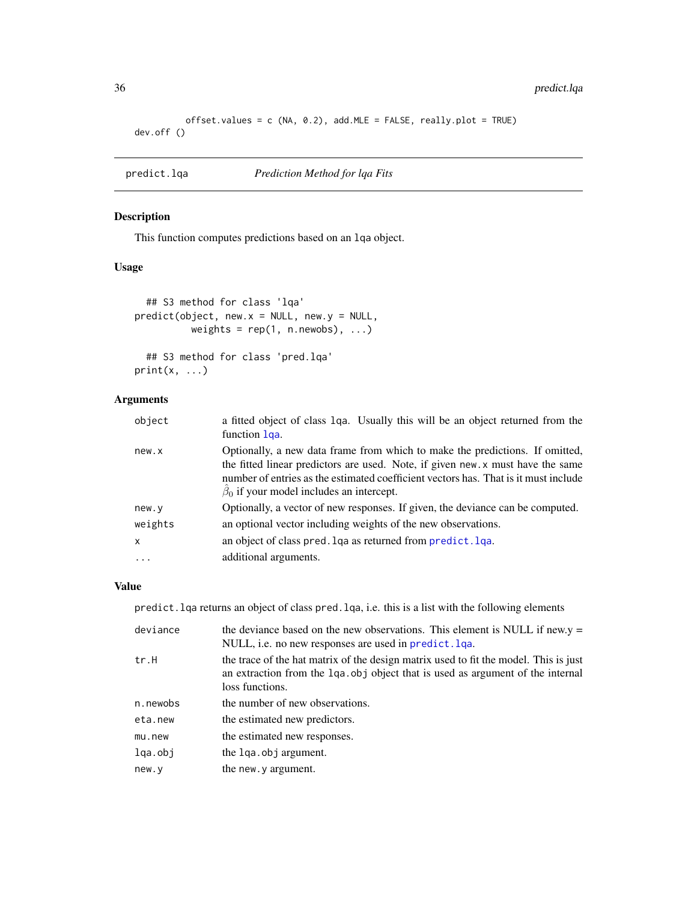```
          offset.values = c (NA, 0.2), add.MLE = FALSE, really.plot = TRUE)
dev.off ()
```

## predict.lqa — *Prediction Method for lqa Fits*

### Description

This function computes predictions based on an lqa object.

### Usage

```
  ## S3 method for class 'lqa'
predict(object, new.x = NULL, new.y = NULL,
         weights = rep(1, n.newobs), ...)

  ## S3 method for class 'pred.lqa'
print(x, ...)
```

### Arguments

| | |
|---|---|
| object | a fitted object of class lqa. Usually this will be an object returned from the function lqa. |
| new.x | Optionally, a new data frame from which to make the predictions. If omitted, the fitted linear predictors are used. Note, if given new.x must have the same number of entries as the estimated coefficient vectors has. That is it must include $\hat{\beta}_0$ if your model includes an intercept. |
| new.y | Optionally, a vector of new responses. If given, the deviance can be computed. |
| weights | an optional vector including weights of the new observations. |
| x | an object of class pred.lqa as returned from predict.lqa. |
| ... | additional arguments. |

### Value

predict.lqa returns an object of class pred.lqa, i.e. this is a list with the following elements

| | |
|---|---|
| deviance | the deviance based on the new observations. This element is NULL if new.y = NULL, i.e. no new responses are used in predict.lqa. |
| tr.H | the trace of the hat matrix of the design matrix used to fit the model. This is just an extraction from the lqa.obj object that is used as argument of the internal loss functions. |
| n.newobs | the number of new observations. |
| eta.new | the estimated new predictors. |
| mu.new | the estimated new responses. |
| lqa.obj | the lqa.obj argument. |
| new.y | the new.y argument. |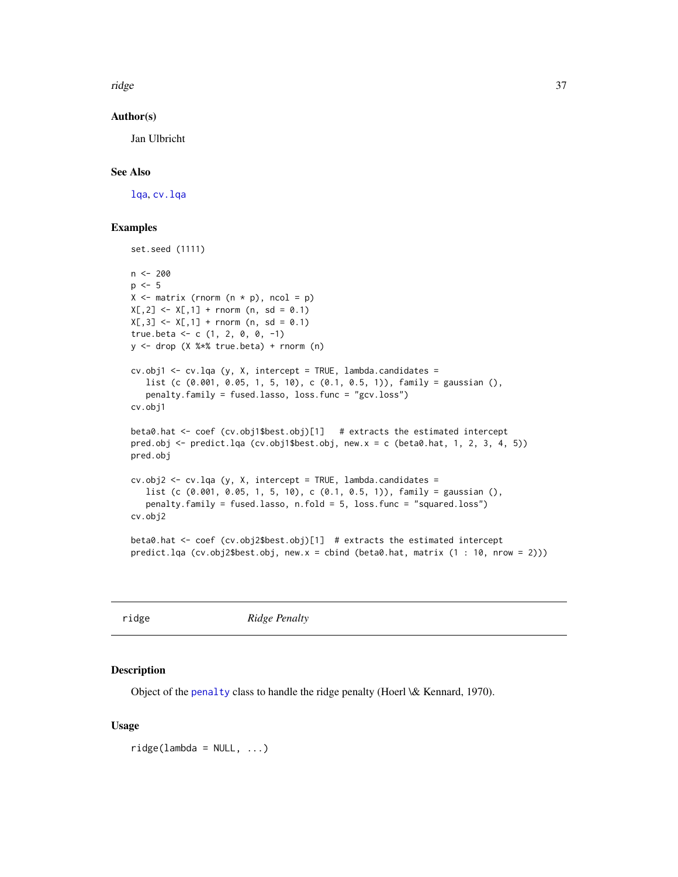## Author(s)

Jan Ulbricht

## See Also

lqa, cv.lqa

## Examples

```
set.seed (1111)

n <- 200
p <- 5
X <- matrix (rnorm (n * p), ncol = p)
X[,2] <- X[,1] + rnorm (n, sd = 0.1)
X[,3] <- X[,1] + rnorm (n, sd = 0.1)
true.beta <- c (1, 2, 0, 0, -1)
y <- drop (X %*% true.beta) + rnorm (n)

cv.obj1 <- cv.lqa (y, X, intercept = TRUE, lambda.candidates =
   list (c (0.001, 0.05, 1, 5, 10), c (0.1, 0.5, 1)), family = gaussian (),
   penalty.family = fused.lasso, loss.func = "gcv.loss")
cv.obj1

beta0.hat <- coef (cv.obj1$best.obj)[1]   # extracts the estimated intercept
pred.obj <- predict.lqa (cv.obj1$best.obj, new.x = c (beta0.hat, 1, 2, 3, 4, 5))
pred.obj

cv.obj2 <- cv.lqa (y, X, intercept = TRUE, lambda.candidates =
   list (c (0.001, 0.05, 1, 5, 10), c (0.1, 0.5, 1)), family = gaussian (),
   penalty.family = fused.lasso, n.fold = 5, loss.func = "squared.loss")
cv.obj2

beta0.hat <- coef (cv.obj2$best.obj)[1]  # extracts the estimated intercept
predict.lqa (cv.obj2$best.obj, new.x = cbind (beta0.hat, matrix (1 : 10, nrow = 2)))
```

---

# ridge *Ridge Penalty*

## Description

Object of the penalty class to handle the ridge penalty (Hoerl \& Kennard, 1970).

## Usage

```
ridge(lambda = NULL, ...)
```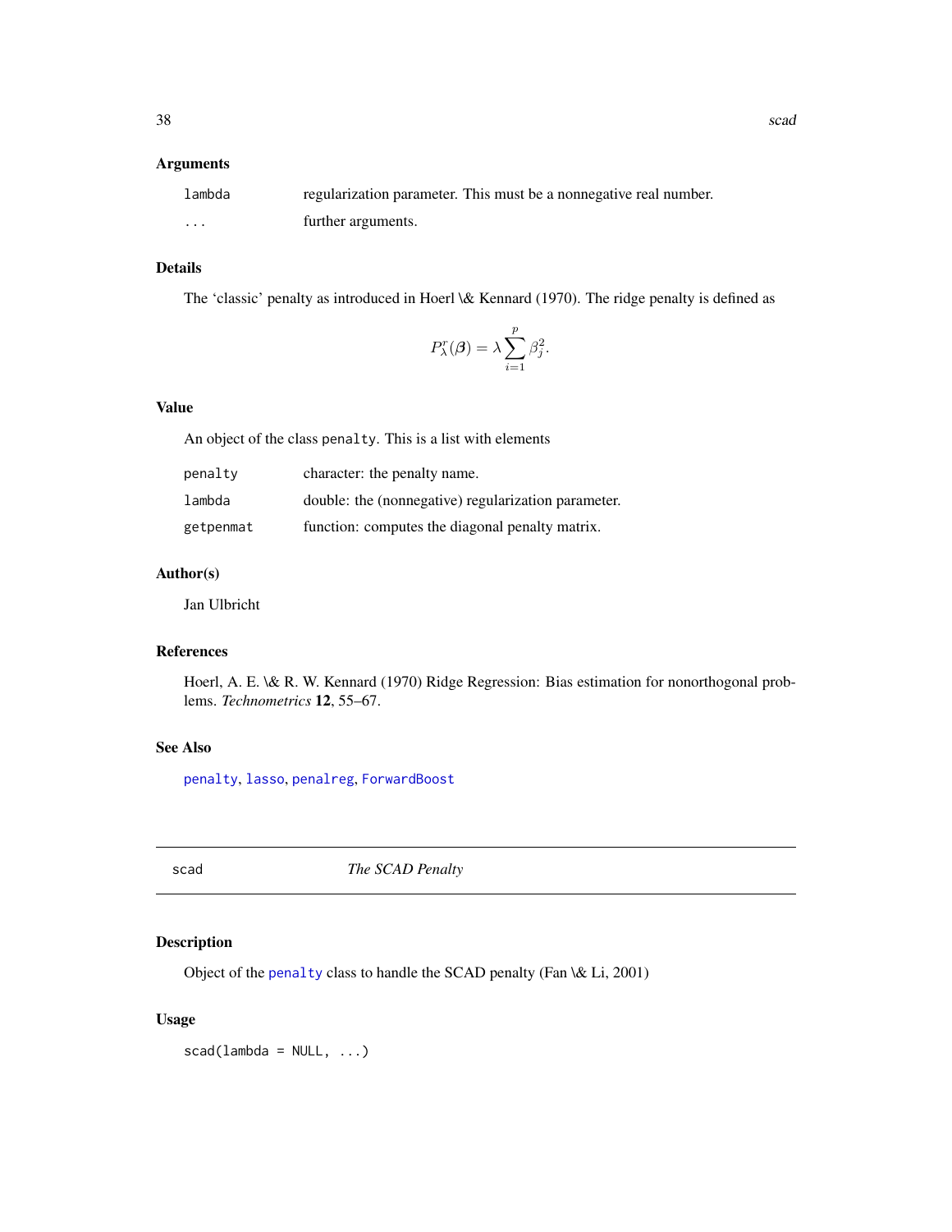## Arguments

| | |
|---|---|
| `lambda` | regularization parameter. This must be a nonnegative real number. |
| `...` | further arguments. |

## Details

The 'classic' penalty as introduced in Hoerl \& Kennard (1970). The ridge penalty is defined as

$$P^r_\lambda(\boldsymbol{\beta}) = \lambda \sum_{i=1}^{p} \beta_j^2.$$

## Value

An object of the class `penalty`. This is a list with elements

| | |
|---|---|
| `penalty` | character: the penalty name. |
| `lambda` | double: the (nonnegative) regularization parameter. |
| `getpenmat` | function: computes the diagonal penalty matrix. |

## Author(s)

Jan Ulbricht

## References

Hoerl, A. E. \& R. W. Kennard (1970) Ridge Regression: Bias estimation for nonorthogonal problems. *Technometrics* **12**, 55–67.

## See Also

`penalty`, `lasso`, `penalreg`, `ForwardBoost`

---

# scad — *The SCAD Penalty*

## Description

Object of the `penalty` class to handle the SCAD penalty (Fan \& Li, 2001)

## Usage

```
scad(lambda = NULL, ...)
```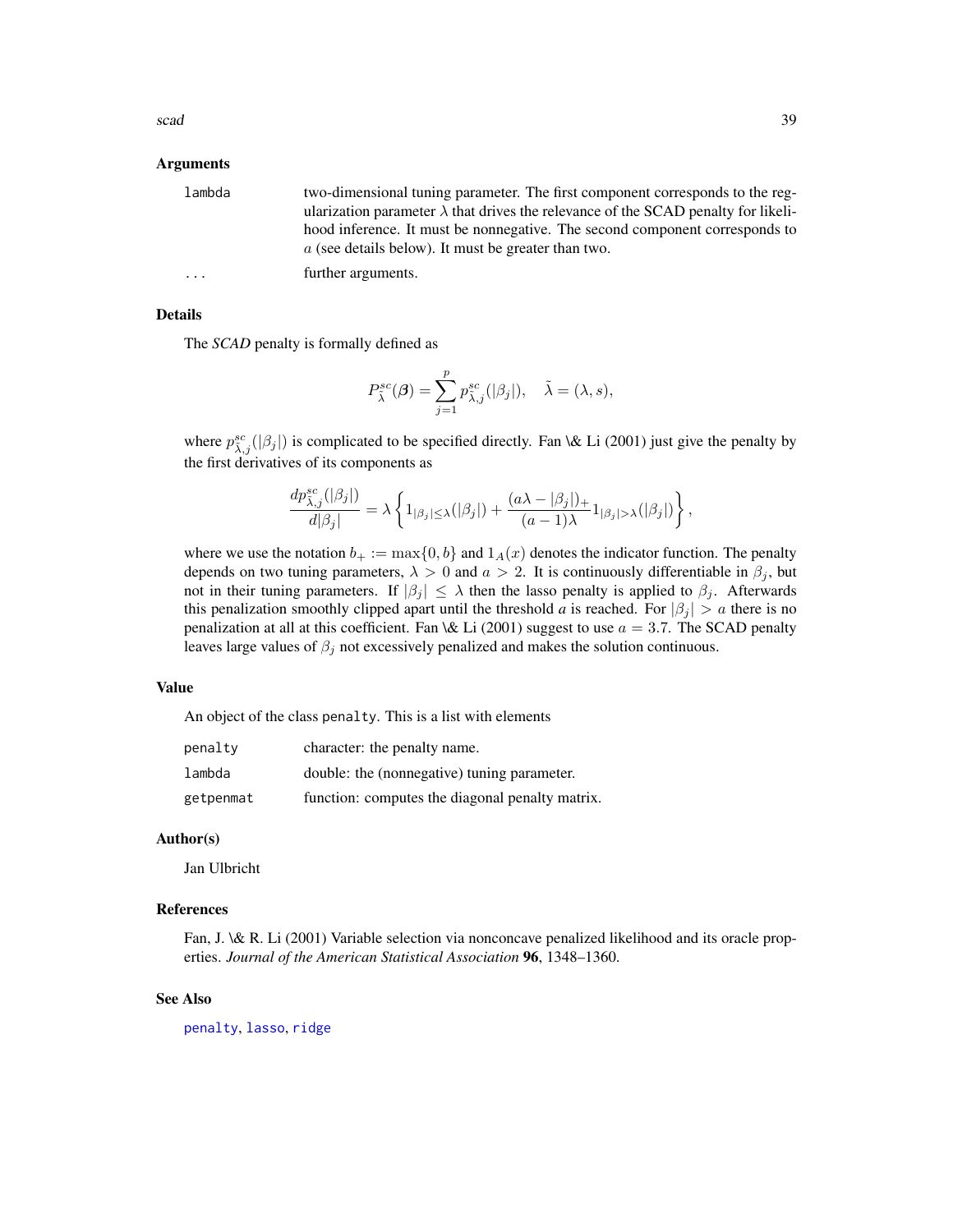## Arguments

| | |
|---|---|
| lambda | two-dimensional tuning parameter. The first component corresponds to the regularization parameter $\lambda$ that drives the relevance of the SCAD penalty for likelihood inference. It must be nonnegative. The second component corresponds to $a$ (see details below). It must be greater than two. |
| ... | further arguments. |

## Details

The *SCAD* penalty is formally defined as

$$P^{sc}_{\tilde{\lambda}}(\boldsymbol{\beta}) = \sum_{j=1}^{p} p^{sc}_{\tilde{\lambda},j}(|\beta_j|), \quad \tilde{\lambda} = (\lambda, s),$$

where $p^{sc}_{\tilde{\lambda},j}(|\beta_j|)$ is complicated to be specified directly. Fan \& Li (2001) just give the penalty by the first derivatives of its components as

$$\frac{dp^{sc}_{\tilde{\lambda},j}(|\beta_j|)}{d|\beta_j|} = \lambda \left\{ 1_{|\beta_j| \leq \lambda}(|\beta_j|) + \frac{(a\lambda - |\beta_j|)_+}{(a-1)\lambda} 1_{|\beta_j| > \lambda}(|\beta_j|) \right\},$$

where we use the notation $b_+ := \max\{0, b\}$ and $1_A(x)$ denotes the indicator function. The penalty depends on two tuning parameters, $\lambda > 0$ and $a > 2$. It is continuously differentiable in $\beta_j$, but not in their tuning parameters. If $|\beta_j| \leq \lambda$ then the lasso penalty is applied to $\beta_j$. Afterwards this penalization smoothly clipped apart until the threshold *a* is reached. For $|\beta_j| > a$ there is no penalization at all at this coefficient. Fan \& Li (2001) suggest to use $a = 3.7$. The SCAD penalty leaves large values of $\beta_j$ not excessively penalized and makes the solution continuous.

## Value

An object of the class penalty. This is a list with elements

| | |
|---|---|
| penalty | character: the penalty name. |
| lambda | double: the (nonnegative) tuning parameter. |
| getpenmat | function: computes the diagonal penalty matrix. |

## Author(s)

Jan Ulbricht

## References

Fan, J. \& R. Li (2001) Variable selection via nonconcave penalized likelihood and its oracle properties. *Journal of the American Statistical Association* **96**, 1348–1360.

## See Also

penalty, lasso, ridge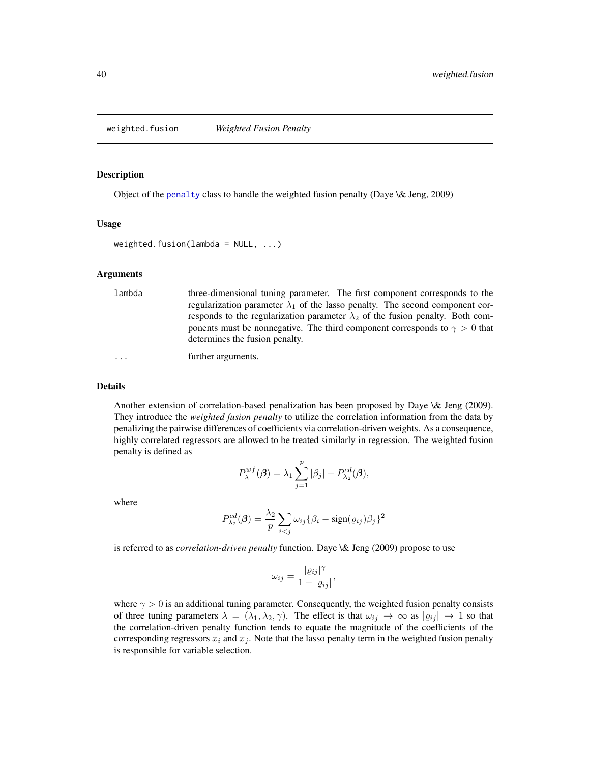## weighted.fusion — *Weighted Fusion Penalty*

### Description

Object of the penalty class to handle the weighted fusion penalty (Daye \& Jeng, 2009)

### Usage

```
weighted.fusion(lambda = NULL, ...)
```

### Arguments

| | |
|---|---|
| lambda | three-dimensional tuning parameter. The first component corresponds to the regularization parameter $\lambda_1$ of the lasso penalty. The second component corresponds to the regularization parameter $\lambda_2$ of the fusion penalty. Both components must be nonnegative. The third component corresponds to $\gamma > 0$ that determines the fusion penalty. |
| ... | further arguments. |

### Details

Another extension of correlation-based penalization has been proposed by Daye \& Jeng (2009). They introduce the *weighted fusion penalty* to utilize the correlation information from the data by penalizing the pairwise differences of coefficients via correlation-driven weights. As a consequence, highly correlated regressors are allowed to be treated similarly in regression. The weighted fusion penalty is defined as

$$P_{\lambda}^{wf}(\boldsymbol{\beta}) = \lambda_1 \sum_{j=1}^{p} |\beta_j| + P_{\lambda_2}^{cd}(\boldsymbol{\beta}),$$

where

$$P_{\lambda_2}^{cd}(\boldsymbol{\beta}) = \frac{\lambda_2}{p} \sum_{i<j} \omega_{ij} \{\beta_i - \mathrm{sign}(\varrho_{ij})\beta_j\}^2$$

is referred to as *correlation-driven penalty* function. Daye \& Jeng (2009) propose to use

$$\omega_{ij} = \frac{|\varrho_{ij}|^{\gamma}}{1 - |\varrho_{ij}|},$$

where $\gamma > 0$ is an additional tuning parameter. Consequently, the weighted fusion penalty consists of three tuning parameters $\lambda = (\lambda_1, \lambda_2, \gamma)$. The effect is that $\omega_{ij} \to \infty$ as $|\varrho_{ij}| \to 1$ so that the correlation-driven penalty function tends to equate the magnitude of the coefficients of the corresponding regressors $x_i$ and $x_j$. Note that the lasso penalty term in the weighted fusion penalty is responsible for variable selection.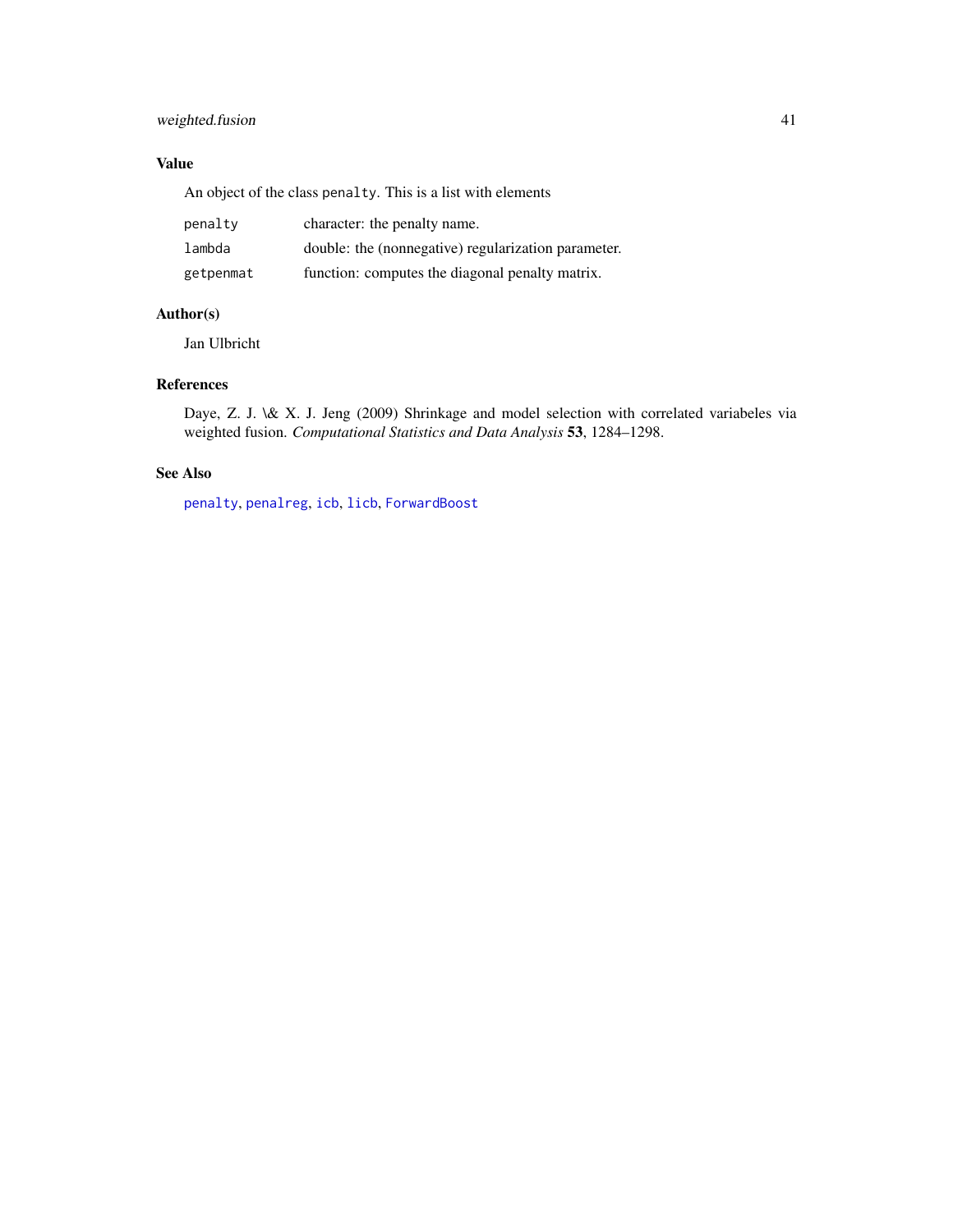## Value

An object of the class `penalty`. This is a list with elements

| | |
|---|---|
| `penalty` | character: the penalty name. |
| `lambda` | double: the (nonnegative) regularization parameter. |
| `getpenmat` | function: computes the diagonal penalty matrix. |

## Author(s)

Jan Ulbricht

## References

Daye, Z. J. \& X. J. Jeng (2009) Shrinkage and model selection with correlated variabeles via weighted fusion. *Computational Statistics and Data Analysis* **53**, 1284–1298.

## See Also

`penalty`, `penalreg`, `icb`, `licb`, `ForwardBoost`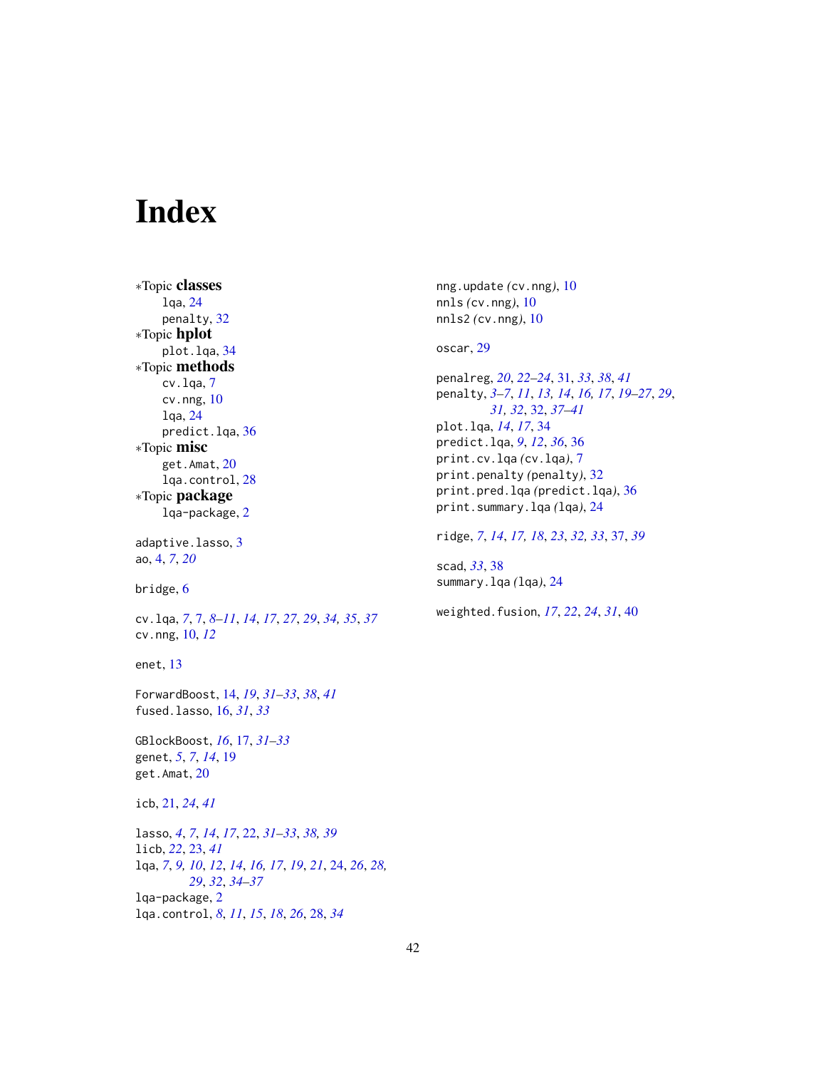# Index

*Topic **classes**
lqa, 24
penalty, 32
*Topic **hplot**
plot.lqa, 34
*Topic **methods**
cv.lqa, 7
cv.nng, 10
lqa, 24
predict.lqa, 36
*Topic **misc**
get.Amat, 20
lqa.control, 28
*Topic **package**
lqa-package, 2

adaptive.lasso, 3
ao, 4, *7*, *20*

bridge, 6

cv.lqa, *7*, 7, *8–11*, *14*, *17*, *27*, *29*, *34, 35*, *37*
cv.nng, 10, *12*

enet, 13

ForwardBoost, 14, *19*, *31–33*, *38*, *41*
fused.lasso, 16, *31*, *33*

GBlockBoost, *16*, 17, *31–33*
genet, *5*, *7*, *14*, 19
get.Amat, 20

icb, 21, *24*, *41*

lasso, *4*, *7*, *14*, *17*, 22, *31–33*, *38, 39*
licb, *22*, 23, *41*
lqa, *7*, *9, 10*, *12*, *14*, *16, 17*, *19*, *21*, 24, *26*, *28, 29*, *32*, *34–37*
lqa-package, 2
lqa.control, *8*, *11*, *15*, *18*, *26*, 28, *34*

nng.update *(cv.nng)*, 10
nnls *(cv.nng)*, 10
nnls2 *(cv.nng)*, 10

oscar, 29

penalreg, *20*, *22–24*, 31, *33*, *38*, *41*
penalty, *3–7*, *11*, *13, 14*, *16, 17*, *19–27*, *29*, *31, 32*, 32, *37–41*
plot.lqa, *14*, *17*, 34
predict.lqa, *9*, *12*, *36*, 36
print.cv.lqa *(cv.lqa)*, 7
print.penalty *(penalty)*, 32
print.pred.lqa *(predict.lqa)*, 36
print.summary.lqa *(lqa)*, 24

ridge, *7*, *14*, *17, 18*, *23*, *32, 33*, 37, *39*

scad, *33*, 38
summary.lqa *(lqa)*, 24

weighted.fusion, *17*, *22*, *24*, *31*, 40